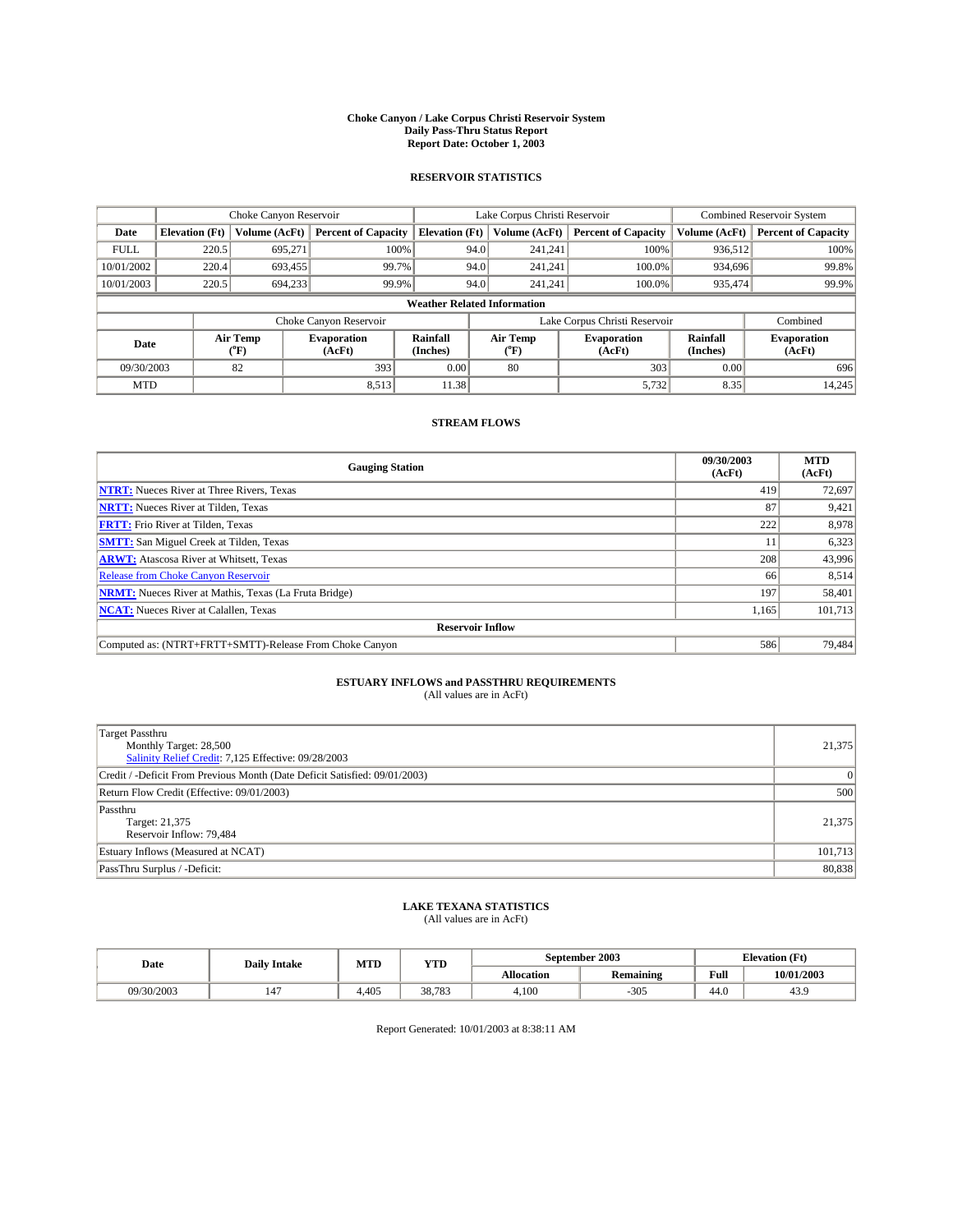# Choke Canyon / Lake Corpus Christi Reservoir System
## Daily Pass-Thru Status Report
## Report Date: October 1, 2003

### RESERVOIR STATISTICS

| | Choke Canyon Reservoir | | | Lake Corpus Christi Reservoir | | | Combined Reservoir System | |
|---|---|---|---|---|---|---|---|---|
| Date | Elevation (Ft) | Volume (AcFt) | Percent of Capacity | Elevation (Ft) | Volume (AcFt) | Percent of Capacity | Volume (AcFt) | Percent of Capacity |
| FULL | 220.5 | 695,271 | 100% | 94.0 | 241,241 | 100% | 936,512 | 100% |
| 10/01/2002 | 220.4 | 693,455 | 99.7% | 94.0 | 241,241 | 100.0% | 934,696 | 99.8% |
| 10/01/2003 | 220.5 | 694,233 | 99.9% | 94.0 | 241,241 | 100.0% | 935,474 | 99.9% |

**Weather Related Information**

| | Choke Canyon Reservoir | | | Lake Corpus Christi Reservoir | | | Combined |
|---|---|---|---|---|---|---|---|
| Date | Air Temp (°F) | Evaporation (AcFt) | Rainfall (Inches) | Air Temp (°F) | Evaporation (AcFt) | Rainfall (Inches) | Evaporation (AcFt) |
| 09/30/2003 | 82 | 393 | 0.00 | 80 | 303 | 0.00 | 696 |
| MTD | | 8,513 | 11.38 | | 5,732 | 8.35 | 14,245 |

### STREAM FLOWS

| Gauging Station | 09/30/2003 (AcFt) | MTD (AcFt) |
|---|---|---|
| NTRT: Nueces River at Three Rivers, Texas | 419 | 72,697 |
| NRTT: Nueces River at Tilden, Texas | 87 | 9,421 |
| FRTT: Frio River at Tilden, Texas | 222 | 8,978 |
| SMTT: San Miguel Creek at Tilden, Texas | 11 | 6,323 |
| ARWT: Atascosa River at Whitsett, Texas | 208 | 43,996 |
| Release from Choke Canyon Reservoir | 66 | 8,514 |
| NRMT: Nueces River at Mathis, Texas (La Fruta Bridge) | 197 | 58,401 |
| NCAT: Nueces River at Calallen, Texas | 1,165 | 101,713 |
| **Reservoir Inflow** | | |
| Computed as: (NTRT+FRTT+SMTT)-Release From Choke Canyon | 586 | 79,484 |

### ESTUARY INFLOWS and PASSTHRU REQUIREMENTS
(All values are in AcFt)

| | |
|---|---|
| Target Passthru<br>Monthly Target: 28,500<br>Salinity Relief Credit: 7,125 Effective: 09/28/2003 | 21,375 |
| Credit / -Deficit From Previous Month (Date Deficit Satisfied: 09/01/2003) | 0 |
| Return Flow Credit (Effective: 09/01/2003) | 500 |
| Passthru<br>Target: 21,375<br>Reservoir Inflow: 79,484 | 21,375 |
| Estuary Inflows (Measured at NCAT) | 101,713 |
| PassThru Surplus / -Deficit: | 80,838 |

### LAKE TEXANA STATISTICS
(All values are in AcFt)

| Date | Daily Intake | MTD | YTD | September 2003 | | Elevation (Ft) | |
|---|---|---|---|---|---|---|---|
| | | | | Allocation | Remaining | Full | 10/01/2003 |
| 09/30/2003 | 147 | 4,405 | 38,783 | 4,100 | -305 | 44.0 | 43.9 |

Report Generated: 10/01/2003 at 8:38:11 AM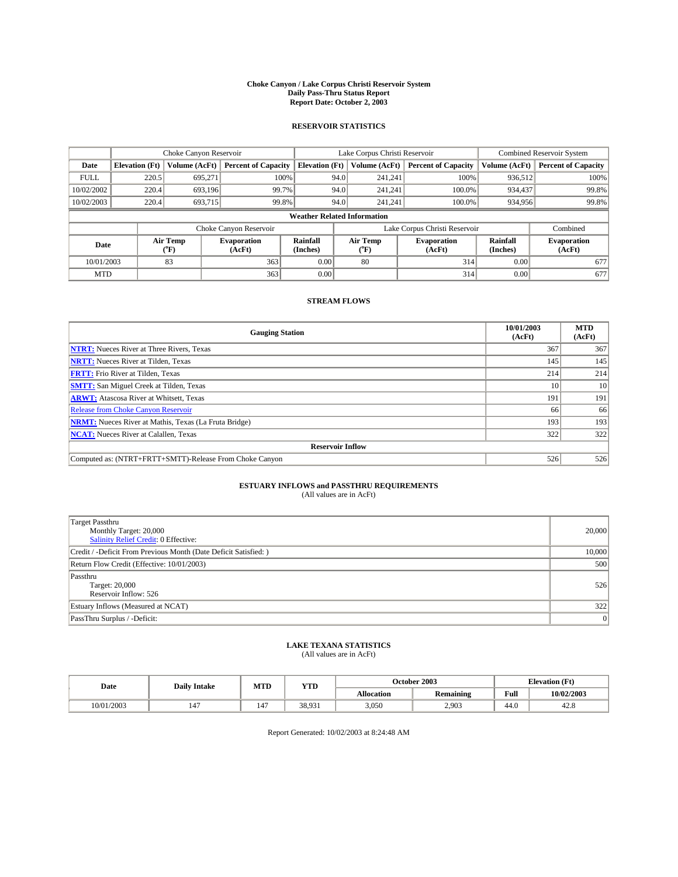# Choke Canyon / Lake Corpus Christi Reservoir System
## Daily Pass-Thru Status Report
## Report Date: October 2, 2003

### RESERVOIR STATISTICS

| | Choke Canyon Reservoir | | | Lake Corpus Christi Reservoir | | | Combined Reservoir System | |
|---|---|---|---|---|---|---|---|---|
| Date | Elevation (Ft) | Volume (AcFt) | Percent of Capacity | Elevation (Ft) | Volume (AcFt) | Percent of Capacity | Volume (AcFt) | Percent of Capacity |
| FULL | 220.5 | 695,271 | 100% | 94.0 | 241,241 | 100% | 936,512 | 100% |
| 10/02/2002 | 220.4 | 693,196 | 99.7% | 94.0 | 241,241 | 100.0% | 934,437 | 99.8% |
| 10/02/2003 | 220.4 | 693,715 | 99.8% | 94.0 | 241,241 | 100.0% | 934,956 | 99.8% |

**Weather Related Information**

| | Choke Canyon Reservoir | | | Lake Corpus Christi Reservoir | | | Combined |
|---|---|---|---|---|---|---|---|
| Date | Air Temp (°F) | Evaporation (AcFt) | Rainfall (Inches) | Air Temp (°F) | Evaporation (AcFt) | Rainfall (Inches) | Evaporation (AcFt) |
| 10/01/2003 | 83 | 363 | 0.00 | 80 | 314 | 0.00 | 677 |
| MTD | | 363 | 0.00 | | 314 | 0.00 | 677 |

### STREAM FLOWS

| Gauging Station | 10/01/2003 (AcFt) | MTD (AcFt) |
|---|---|---|
| NTRT: Nueces River at Three Rivers, Texas | 367 | 367 |
| NRTT: Nueces River at Tilden, Texas | 145 | 145 |
| FRTT: Frio River at Tilden, Texas | 214 | 214 |
| SMTT: San Miguel Creek at Tilden, Texas | 10 | 10 |
| ARWT: Atascosa River at Whitsett, Texas | 191 | 191 |
| Release from Choke Canyon Reservoir | 66 | 66 |
| NRMT: Nueces River at Mathis, Texas (La Fruta Bridge) | 193 | 193 |
| NCAT: Nueces River at Calallen, Texas | 322 | 322 |
| **Reservoir Inflow** | | |
| Computed as: (NTRT+FRTT+SMTT)-Release From Choke Canyon | 526 | 526 |

### ESTUARY INFLOWS and PASSTHRU REQUIREMENTS
(All values are in AcFt)

| | |
|---|---|
| Target Passthru<br>Monthly Target: 20,000<br>Salinity Relief Credit: 0 Effective: | 20,000 |
| Credit / -Deficit From Previous Month (Date Deficit Satisfied: ) | 10,000 |
| Return Flow Credit (Effective: 10/01/2003) | 500 |
| Passthru<br>Target: 20,000<br>Reservoir Inflow: 526 | 526 |
| Estuary Inflows (Measured at NCAT) | 322 |
| PassThru Surplus / -Deficit: | 0 |

### LAKE TEXANA STATISTICS
(All values are in AcFt)

| Date | Daily Intake | MTD | YTD | October 2003 | | Elevation (Ft) | |
|---|---|---|---|---|---|---|---|
| | | | | Allocation | Remaining | Full | 10/02/2003 |
| 10/01/2003 | 147 | 147 | 38,931 | 3,050 | 2,903 | 44.0 | 42.8 |

Report Generated: 10/02/2003 at 8:24:48 AM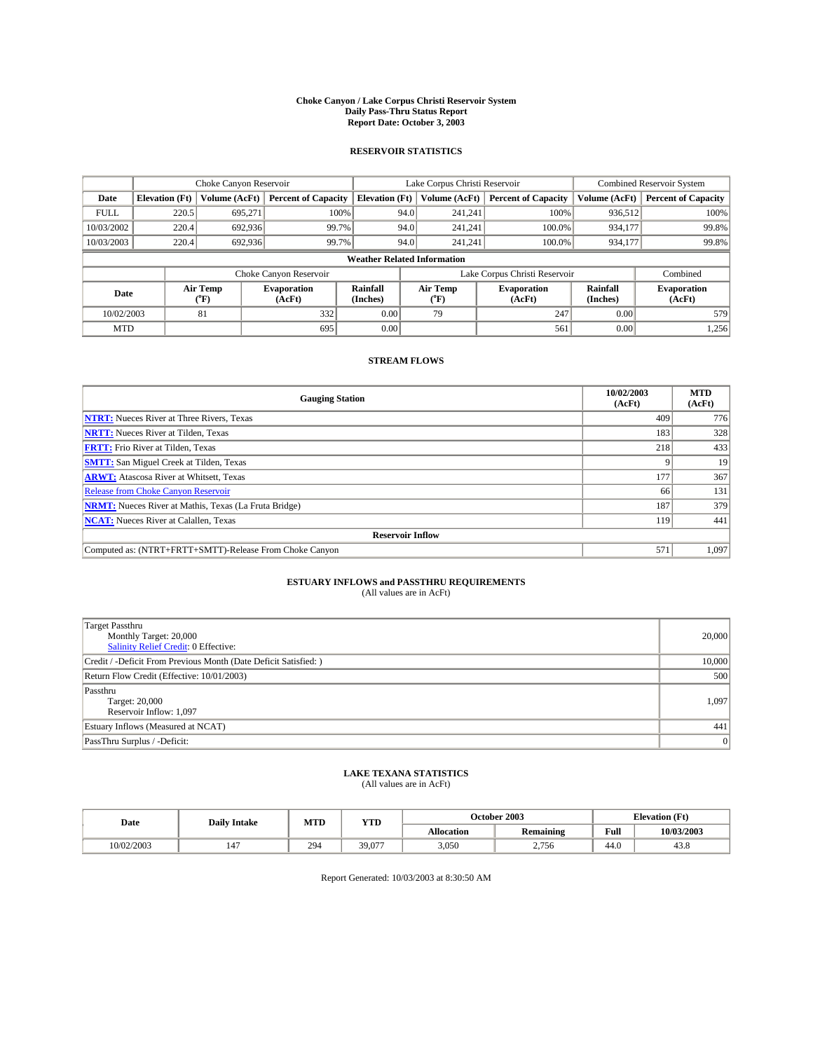# Choke Canyon / Lake Corpus Christi Reservoir System
## Daily Pass-Thru Status Report
## Report Date: October 3, 2003

### RESERVOIR STATISTICS

| | Choke Canyon Reservoir | | | Lake Corpus Christi Reservoir | | | Combined Reservoir System | |
|---|---|---|---|---|---|---|---|---|
| Date | Elevation (Ft) | Volume (AcFt) | Percent of Capacity | Elevation (Ft) | Volume (AcFt) | Percent of Capacity | Volume (AcFt) | Percent of Capacity |
| FULL | 220.5 | 695,271 | 100% | 94.0 | 241,241 | 100% | 936,512 | 100% |
| 10/03/2002 | 220.4 | 692,936 | 99.7% | 94.0 | 241,241 | 100.0% | 934,177 | 99.8% |
| 10/03/2003 | 220.4 | 692,936 | 99.7% | 94.0 | 241,241 | 100.0% | 934,177 | 99.8% |

**Weather Related Information**

| | Choke Canyon Reservoir | | | Lake Corpus Christi Reservoir | | | Combined |
|---|---|---|---|---|---|---|---|
| Date | Air Temp (°F) | Evaporation (AcFt) | Rainfall (Inches) | Air Temp (°F) | Evaporation (AcFt) | Rainfall (Inches) | Evaporation (AcFt) |
| 10/02/2003 | 81 | 332 | 0.00 | 79 | 247 | 0.00 | 579 |
| MTD | | 695 | 0.00 | | 561 | 0.00 | 1,256 |

### STREAM FLOWS

| Gauging Station | 10/02/2003 (AcFt) | MTD (AcFt) |
|---|---|---|
| NTRT: Nueces River at Three Rivers, Texas | 409 | 776 |
| NRTT: Nueces River at Tilden, Texas | 183 | 328 |
| FRTT: Frio River at Tilden, Texas | 218 | 433 |
| SMTT: San Miguel Creek at Tilden, Texas | 9 | 19 |
| ARWT: Atascosa River at Whitsett, Texas | 177 | 367 |
| Release from Choke Canyon Reservoir | 66 | 131 |
| NRMT: Nueces River at Mathis, Texas (La Fruta Bridge) | 187 | 379 |
| NCAT: Nueces River at Calallen, Texas | 119 | 441 |
| **Reservoir Inflow** | | |
| Computed as: (NTRT+FRTT+SMTT)-Release From Choke Canyon | 571 | 1,097 |

### ESTUARY INFLOWS and PASSTHRU REQUIREMENTS
(All values are in AcFt)

| | |
|---|---|
| Target Passthru<br>Monthly Target: 20,000<br>Salinity Relief Credit: 0 Effective: | 20,000 |
| Credit / -Deficit From Previous Month (Date Deficit Satisfied: ) | 10,000 |
| Return Flow Credit (Effective: 10/01/2003) | 500 |
| Passthru<br>Target: 20,000<br>Reservoir Inflow: 1,097 | 1,097 |
| Estuary Inflows (Measured at NCAT) | 441 |
| PassThru Surplus / -Deficit: | 0 |

### LAKE TEXANA STATISTICS
(All values are in AcFt)

| Date | Daily Intake | MTD | YTD | October 2003 | | Elevation (Ft) | |
|---|---|---|---|---|---|---|---|
| | | | | Allocation | Remaining | Full | 10/03/2003 |
| 10/02/2003 | 147 | 294 | 39,077 | 3,050 | 2,756 | 44.0 | 43.8 |

Report Generated: 10/03/2003 at 8:30:50 AM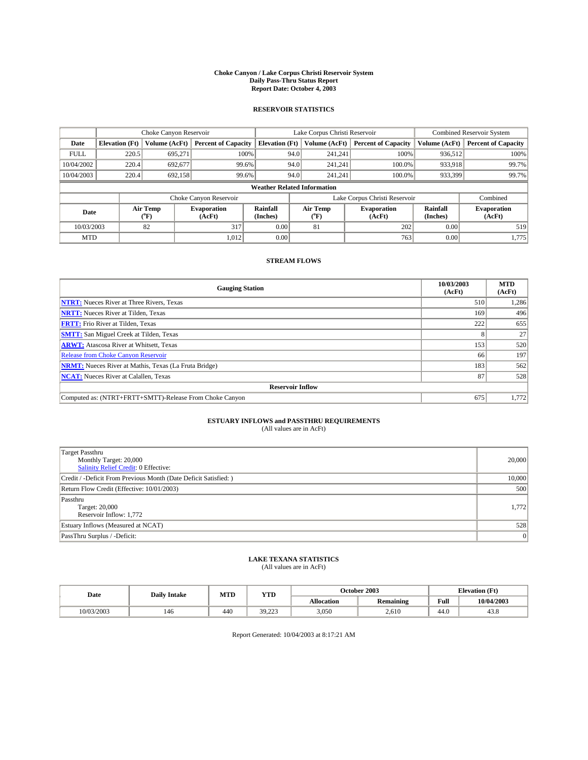# Choke Canyon / Lake Corpus Christi Reservoir System
## Daily Pass-Thru Status Report
### Report Date: October 4, 2003

## RESERVOIR STATISTICS

| | Choke Canyon Reservoir | | | Lake Corpus Christi Reservoir | | | Combined Reservoir System | |
|---|---|---|---|---|---|---|---|---|
| Date | Elevation (Ft) | Volume (AcFt) | Percent of Capacity | Elevation (Ft) | Volume (AcFt) | Percent of Capacity | Volume (AcFt) | Percent of Capacity |
| FULL | 220.5 | 695,271 | 100% | 94.0 | 241,241 | 100% | 936,512 | 100% |
| 10/04/2002 | 220.4 | 692,677 | 99.6% | 94.0 | 241,241 | 100.0% | 933,918 | 99.7% |
| 10/04/2003 | 220.4 | 692,158 | 99.6% | 94.0 | 241,241 | 100.0% | 933,399 | 99.7% |

**Weather Related Information**

| | Choke Canyon Reservoir | | | Lake Corpus Christi Reservoir | | | Combined |
|---|---|---|---|---|---|---|---|
| Date | Air Temp (°F) | Evaporation (AcFt) | Rainfall (Inches) | Air Temp (°F) | Evaporation (AcFt) | Rainfall (Inches) | Evaporation (AcFt) |
| 10/03/2003 | 82 | 317 | 0.00 | 81 | 202 | 0.00 | 519 |
| MTD | | 1,012 | 0.00 | | 763 | 0.00 | 1,775 |

## STREAM FLOWS

| Gauging Station | 10/03/2003 (AcFt) | MTD (AcFt) |
|---|---|---|
| **NTRT:** Nueces River at Three Rivers, Texas | 510 | 1,286 |
| **NRTT:** Nueces River at Tilden, Texas | 169 | 496 |
| **FRTT:** Frio River at Tilden, Texas | 222 | 655 |
| **SMTT:** San Miguel Creek at Tilden, Texas | 8 | 27 |
| **ARWT:** Atascosa River at Whitsett, Texas | 153 | 520 |
| Release from Choke Canyon Reservoir | 66 | 197 |
| **NRMT:** Nueces River at Mathis, Texas (La Fruta Bridge) | 183 | 562 |
| **NCAT:** Nueces River at Calallen, Texas | 87 | 528 |
| **Reservoir Inflow** | | |
| Computed as: (NTRT+FRTT+SMTT)-Release From Choke Canyon | 675 | 1,772 |

## ESTUARY INFLOWS and PASSTHRU REQUIREMENTS
(All values are in AcFt)

| | |
|---|---|
| Target Passthru<br>Monthly Target: 20,000<br>Salinity Relief Credit: 0 Effective: | 20,000 |
| Credit / -Deficit From Previous Month (Date Deficit Satisfied: ) | 10,000 |
| Return Flow Credit (Effective: 10/01/2003) | 500 |
| Passthru<br>Target: 20,000<br>Reservoir Inflow: 1,772 | 1,772 |
| Estuary Inflows (Measured at NCAT) | 528 |
| PassThru Surplus / -Deficit: | 0 |

## LAKE TEXANA STATISTICS
(All values are in AcFt)

| Date | Daily Intake | MTD | YTD | October 2003 | | Elevation (Ft) | |
|---|---|---|---|---|---|---|---|
| | | | | Allocation | Remaining | Full | 10/04/2003 |
| 10/03/2003 | 146 | 440 | 39,223 | 3,050 | 2,610 | 44.0 | 43.8 |

Report Generated: 10/04/2003 at 8:17:21 AM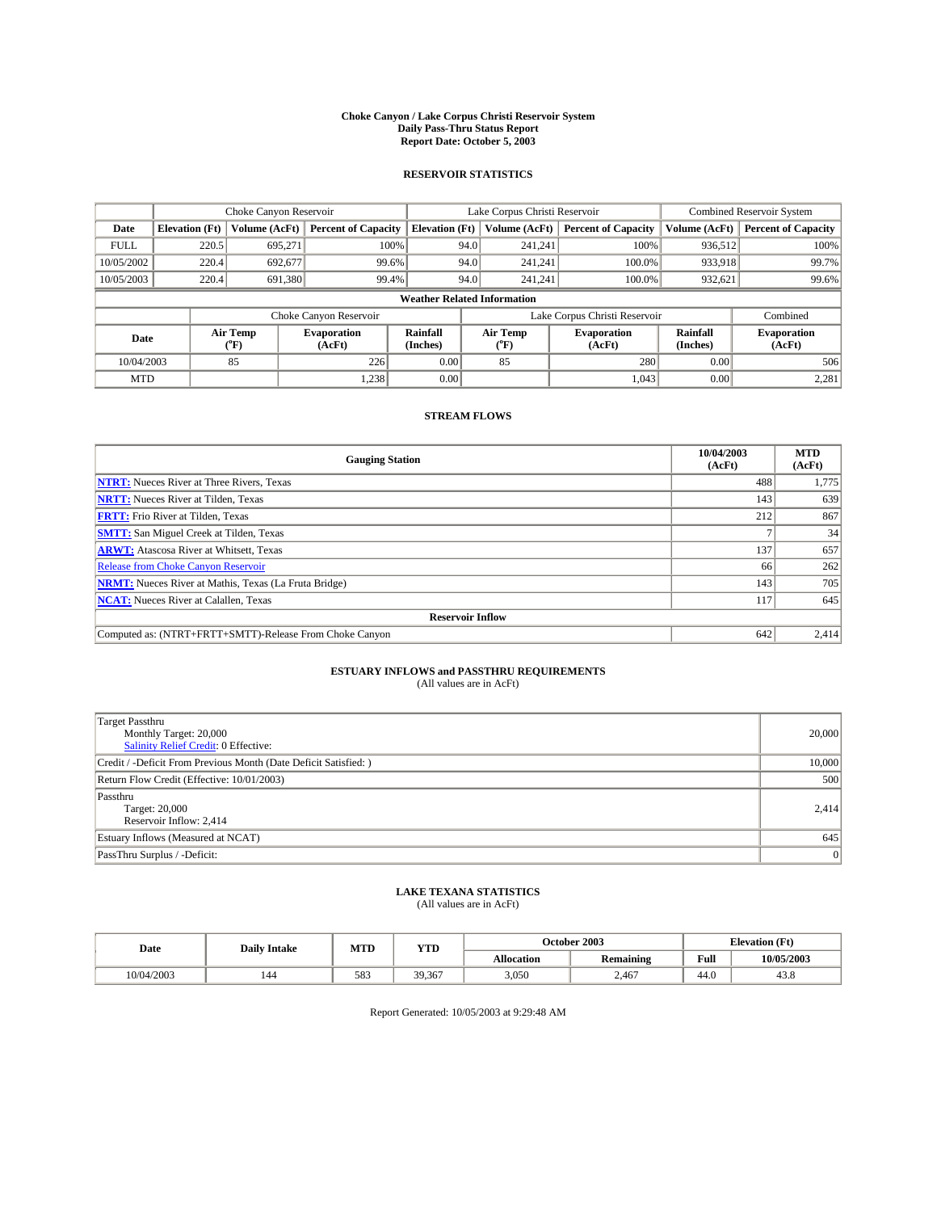# Choke Canyon / Lake Corpus Christi Reservoir System
## Daily Pass-Thru Status Report
## Report Date: October 5, 2003

### RESERVOIR STATISTICS

| | Choke Canyon Reservoir | | | Lake Corpus Christi Reservoir | | | Combined Reservoir System | |
|---|---|---|---|---|---|---|---|---|
| **Date** | **Elevation (Ft)** | **Volume (AcFt)** | **Percent of Capacity** | **Elevation (Ft)** | **Volume (AcFt)** | **Percent of Capacity** | **Volume (AcFt)** | **Percent of Capacity** |
| FULL | 220.5 | 695,271 | 100% | 94.0 | 241,241 | 100% | 936,512 | 100% |
| 10/05/2002 | 220.4 | 692,677 | 99.6% | 94.0 | 241,241 | 100.0% | 933,918 | 99.7% |
| 10/05/2003 | 220.4 | 691,380 | 99.4% | 94.0 | 241,241 | 100.0% | 932,621 | 99.6% |

**Weather Related Information**

| | Choke Canyon Reservoir | | | Lake Corpus Christi Reservoir | | | Combined |
|---|---|---|---|---|---|---|---|
| **Date** | **Air Temp (°F)** | **Evaporation (AcFt)** | **Rainfall (Inches)** | **Air Temp (°F)** | **Evaporation (AcFt)** | **Rainfall (Inches)** | **Evaporation (AcFt)** |
| 10/04/2003 | 85 | 226 | 0.00 | 85 | 280 | 0.00 | 506 |
| MTD | | 1,238 | 0.00 | | 1,043 | 0.00 | 2,281 |

### STREAM FLOWS

| Gauging Station | 10/04/2003 (AcFt) | MTD (AcFt) |
|---|---|---|
| **NTRT:** Nueces River at Three Rivers, Texas | 488 | 1,775 |
| **NRTT:** Nueces River at Tilden, Texas | 143 | 639 |
| **FRTT:** Frio River at Tilden, Texas | 212 | 867 |
| **SMTT:** San Miguel Creek at Tilden, Texas | 7 | 34 |
| **ARWT:** Atascosa River at Whitsett, Texas | 137 | 657 |
| Release from Choke Canyon Reservoir | 66 | 262 |
| **NRMT:** Nueces River at Mathis, Texas (La Fruta Bridge) | 143 | 705 |
| **NCAT:** Nueces River at Calallen, Texas | 117 | 645 |
| **Reservoir Inflow** | | |
| Computed as: (NTRT+FRTT+SMTT)-Release From Choke Canyon | 642 | 2,414 |

### ESTUARY INFLOWS and PASSTHRU REQUIREMENTS
(All values are in AcFt)

| | |
|---|---|
| Target Passthru<br>Monthly Target: 20,000<br>Salinity Relief Credit: 0 Effective: | 20,000 |
| Credit / -Deficit From Previous Month (Date Deficit Satisfied: ) | 10,000 |
| Return Flow Credit (Effective: 10/01/2003) | 500 |
| Passthru<br>Target: 20,000<br>Reservoir Inflow: 2,414 | 2,414 |
| Estuary Inflows (Measured at NCAT) | 645 |
| PassThru Surplus / -Deficit: | 0 |

### LAKE TEXANA STATISTICS
(All values are in AcFt)

| Date | Daily Intake | MTD | YTD | October 2003 | | Elevation (Ft) | |
|---|---|---|---|---|---|---|---|
| | | | | **Allocation** | **Remaining** | **Full** | **10/05/2003** |
| 10/04/2003 | 144 | 583 | 39,367 | 3,050 | 2,467 | 44.0 | 43.8 |

Report Generated: 10/05/2003 at 9:29:48 AM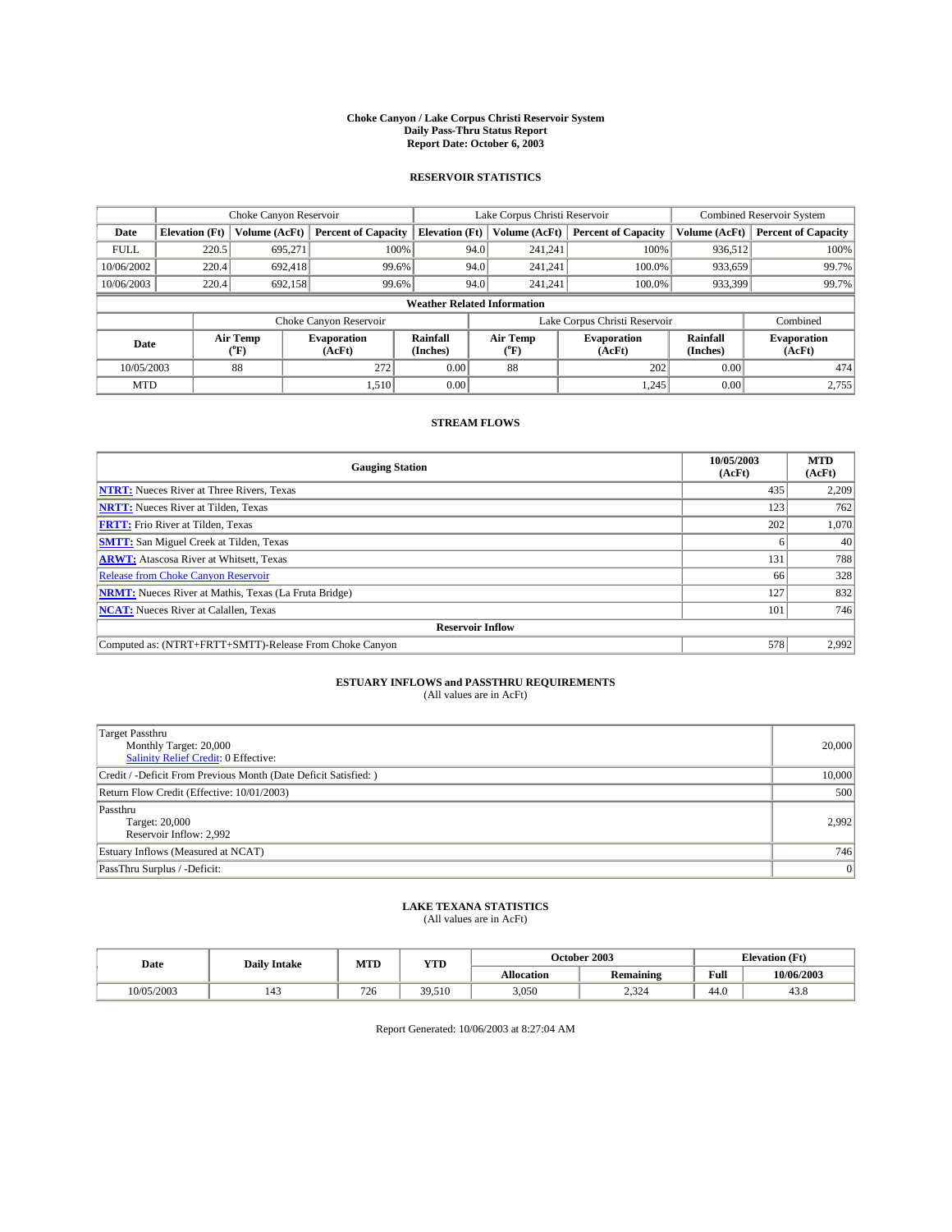# Choke Canyon / Lake Corpus Christi Reservoir System
## Daily Pass-Thru Status Report
### Report Date: October 6, 2003

## RESERVOIR STATISTICS

| | Choke Canyon Reservoir | | | Lake Corpus Christi Reservoir | | | Combined Reservoir System | |
|---|---|---|---|---|---|---|---|---|
| Date | Elevation (Ft) | Volume (AcFt) | Percent of Capacity | Elevation (Ft) | Volume (AcFt) | Percent of Capacity | Volume (AcFt) | Percent of Capacity |
| FULL | 220.5 | 695,271 | 100% | 94.0 | 241,241 | 100% | 936,512 | 100% |
| 10/06/2002 | 220.4 | 692,418 | 99.6% | 94.0 | 241,241 | 100.0% | 933,659 | 99.7% |
| 10/06/2003 | 220.4 | 692,158 | 99.6% | 94.0 | 241,241 | 100.0% | 933,399 | 99.7% |

**Weather Related Information**

| | Choke Canyon Reservoir | | | Lake Corpus Christi Reservoir | | | Combined |
|---|---|---|---|---|---|---|---|
| Date | Air Temp (°F) | Evaporation (AcFt) | Rainfall (Inches) | Air Temp (°F) | Evaporation (AcFt) | Rainfall (Inches) | Evaporation (AcFt) |
| 10/05/2003 | 88 | 272 | 0.00 | 88 | 202 | 0.00 | 474 |
| MTD | | 1,510 | 0.00 | | 1,245 | 0.00 | 2,755 |

## STREAM FLOWS

| Gauging Station | 10/05/2003 (AcFt) | MTD (AcFt) |
|---|---|---|
| **NTRT:** Nueces River at Three Rivers, Texas | 435 | 2,209 |
| **NRTT:** Nueces River at Tilden, Texas | 123 | 762 |
| **FRTT:** Frio River at Tilden, Texas | 202 | 1,070 |
| **SMTT:** San Miguel Creek at Tilden, Texas | 6 | 40 |
| **ARWT:** Atascosa River at Whitsett, Texas | 131 | 788 |
| Release from Choke Canyon Reservoir | 66 | 328 |
| **NRMT:** Nueces River at Mathis, Texas (La Fruta Bridge) | 127 | 832 |
| **NCAT:** Nueces River at Calallen, Texas | 101 | 746 |
| **Reservoir Inflow** | | |
| Computed as: (NTRT+FRTT+SMTT)-Release From Choke Canyon | 578 | 2,992 |

## ESTUARY INFLOWS and PASSTHRU REQUIREMENTS
(All values are in AcFt)

| | |
|---|---|
| Target Passthru<br>Monthly Target: 20,000<br>Salinity Relief Credit: 0 Effective: | 20,000 |
| Credit / -Deficit From Previous Month (Date Deficit Satisfied: ) | 10,000 |
| Return Flow Credit (Effective: 10/01/2003) | 500 |
| Passthru<br>Target: 20,000<br>Reservoir Inflow: 2,992 | 2,992 |
| Estuary Inflows (Measured at NCAT) | 746 |
| PassThru Surplus / -Deficit: | 0 |

## LAKE TEXANA STATISTICS
(All values are in AcFt)

| Date | Daily Intake | MTD | YTD | October 2003 | | Elevation (Ft) | |
|---|---|---|---|---|---|---|---|
| | | | | Allocation | Remaining | Full | 10/06/2003 |
| 10/05/2003 | 143 | 726 | 39,510 | 3,050 | 2,324 | 44.0 | 43.8 |

Report Generated: 10/06/2003 at 8:27:04 AM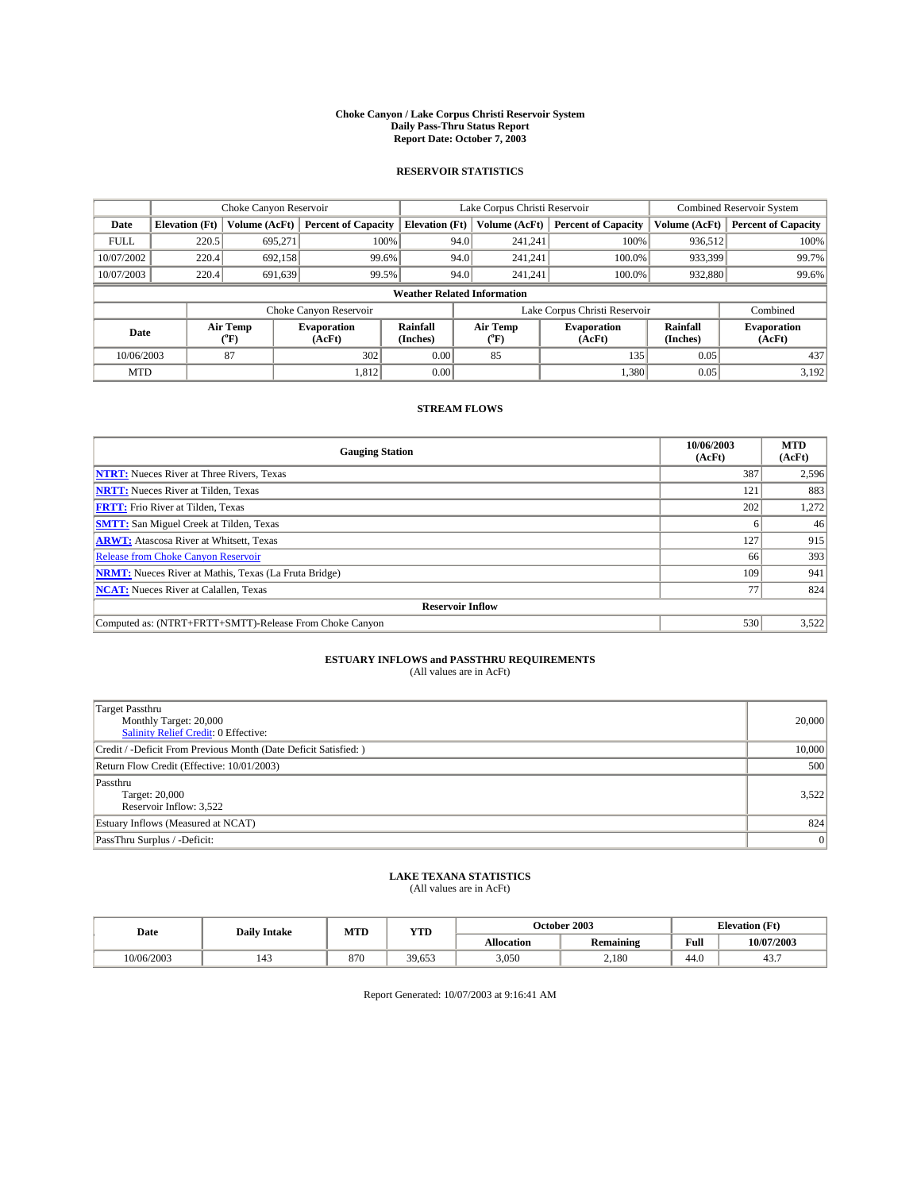# Choke Canyon / Lake Corpus Christi Reservoir System
## Daily Pass-Thru Status Report
## Report Date: October 7, 2003

### RESERVOIR STATISTICS

| | Choke Canyon Reservoir | | | Lake Corpus Christi Reservoir | | | Combined Reservoir System | |
|---|---|---|---|---|---|---|---|---|
| Date | Elevation (Ft) | Volume (AcFt) | Percent of Capacity | Elevation (Ft) | Volume (AcFt) | Percent of Capacity | Volume (AcFt) | Percent of Capacity |
| FULL | 220.5 | 695,271 | 100% | 94.0 | 241,241 | 100% | 936,512 | 100% |
| 10/07/2002 | 220.4 | 692,158 | 99.6% | 94.0 | 241,241 | 100.0% | 933,399 | 99.7% |
| 10/07/2003 | 220.4 | 691,639 | 99.5% | 94.0 | 241,241 | 100.0% | 932,880 | 99.6% |

**Weather Related Information**

| | Choke Canyon Reservoir | | | Lake Corpus Christi Reservoir | | | Combined |
|---|---|---|---|---|---|---|---|
| Date | Air Temp (°F) | Evaporation (AcFt) | Rainfall (Inches) | Air Temp (°F) | Evaporation (AcFt) | Rainfall (Inches) | Evaporation (AcFt) |
| 10/06/2003 | 87 | 302 | 0.00 | 85 | 135 | 0.05 | 437 |
| MTD | | 1,812 | 0.00 | | 1,380 | 0.05 | 3,192 |

### STREAM FLOWS

| Gauging Station | 10/06/2003 (AcFt) | MTD (AcFt) |
|---|---|---|
| NTRT: Nueces River at Three Rivers, Texas | 387 | 2,596 |
| NRTT: Nueces River at Tilden, Texas | 121 | 883 |
| FRTT: Frio River at Tilden, Texas | 202 | 1,272 |
| SMTT: San Miguel Creek at Tilden, Texas | 6 | 46 |
| ARWT: Atascosa River at Whitsett, Texas | 127 | 915 |
| Release from Choke Canyon Reservoir | 66 | 393 |
| NRMT: Nueces River at Mathis, Texas (La Fruta Bridge) | 109 | 941 |
| NCAT: Nueces River at Calallen, Texas | 77 | 824 |
| **Reservoir Inflow** | | |
| Computed as: (NTRT+FRTT+SMTT)-Release From Choke Canyon | 530 | 3,522 |

### ESTUARY INFLOWS and PASSTHRU REQUIREMENTS
(All values are in AcFt)

| | |
|---|---|
| Target Passthru<br>Monthly Target: 20,000<br>Salinity Relief Credit: 0 Effective: | 20,000 |
| Credit / -Deficit From Previous Month (Date Deficit Satisfied: ) | 10,000 |
| Return Flow Credit (Effective: 10/01/2003) | 500 |
| Passthru<br>Target: 20,000<br>Reservoir Inflow: 3,522 | 3,522 |
| Estuary Inflows (Measured at NCAT) | 824 |
| PassThru Surplus / -Deficit: | 0 |

### LAKE TEXANA STATISTICS
(All values are in AcFt)

| Date | Daily Intake | MTD | YTD | October 2003 | | Elevation (Ft) | |
|---|---|---|---|---|---|---|---|
| | | | | Allocation | Remaining | Full | 10/07/2003 |
| 10/06/2003 | 143 | 870 | 39,653 | 3,050 | 2,180 | 44.0 | 43.7 |

Report Generated: 10/07/2003 at 9:16:41 AM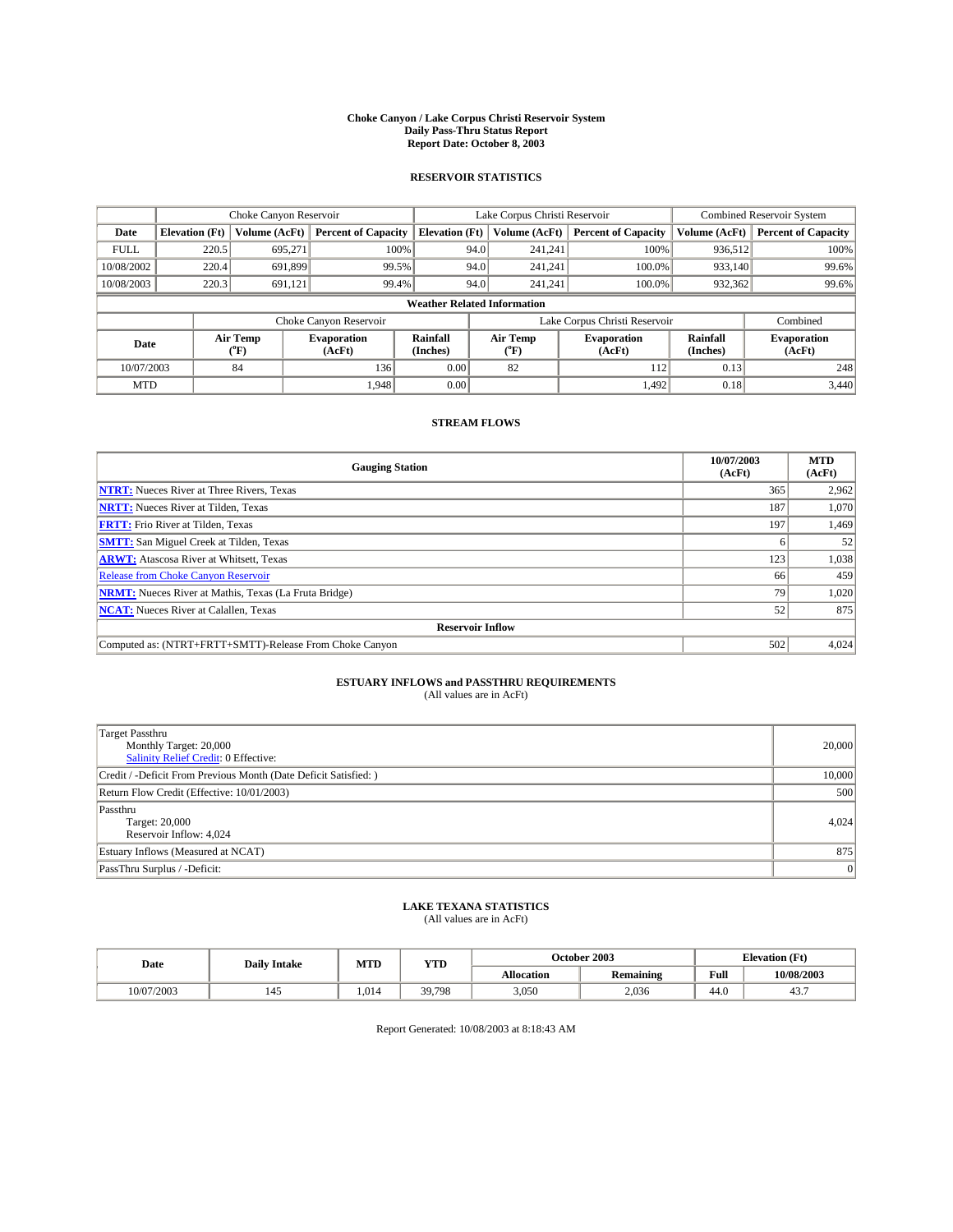# Choke Canyon / Lake Corpus Christi Reservoir System
## Daily Pass-Thru Status Report
### Report Date: October 8, 2003

## RESERVOIR STATISTICS

| | Choke Canyon Reservoir | | | Lake Corpus Christi Reservoir | | | Combined Reservoir System | |
|---|---|---|---|---|---|---|---|---|
| Date | Elevation (Ft) | Volume (AcFt) | Percent of Capacity | Elevation (Ft) | Volume (AcFt) | Percent of Capacity | Volume (AcFt) | Percent of Capacity |
| FULL | 220.5 | 695,271 | 100% | 94.0 | 241,241 | 100% | 936,512 | 100% |
| 10/08/2002 | 220.4 | 691,899 | 99.5% | 94.0 | 241,241 | 100.0% | 933,140 | 99.6% |
| 10/08/2003 | 220.3 | 691,121 | 99.4% | 94.0 | 241,241 | 100.0% | 932,362 | 99.6% |

### Weather Related Information

| | Choke Canyon Reservoir | | | Lake Corpus Christi Reservoir | | | Combined |
|---|---|---|---|---|---|---|---|
| Date | Air Temp (°F) | Evaporation (AcFt) | Rainfall (Inches) | Air Temp (°F) | Evaporation (AcFt) | Rainfall (Inches) | Evaporation (AcFt) |
| 10/07/2003 | 84 | 136 | 0.00 | 82 | 112 | 0.13 | 248 |
| MTD | | 1,948 | 0.00 | | 1,492 | 0.18 | 3,440 |

## STREAM FLOWS

| Gauging Station | 10/07/2003 (AcFt) | MTD (AcFt) |
|---|---|---|
| NTRT: Nueces River at Three Rivers, Texas | 365 | 2,962 |
| NRTT: Nueces River at Tilden, Texas | 187 | 1,070 |
| FRTT: Frio River at Tilden, Texas | 197 | 1,469 |
| SMTT: San Miguel Creek at Tilden, Texas | 6 | 52 |
| ARWT: Atascosa River at Whitsett, Texas | 123 | 1,038 |
| Release from Choke Canyon Reservoir | 66 | 459 |
| NRMT: Nueces River at Mathis, Texas (La Fruta Bridge) | 79 | 1,020 |
| NCAT: Nueces River at Calallen, Texas | 52 | 875 |
| **Reservoir Inflow** | | |
| Computed as: (NTRT+FRTT+SMTT)-Release From Choke Canyon | 502 | 4,024 |

## ESTUARY INFLOWS and PASSTHRU REQUIREMENTS
(All values are in AcFt)

| | |
|---|---|
| Target Passthru<br>Monthly Target: 20,000<br>Salinity Relief Credit: 0 Effective: | 20,000 |
| Credit / -Deficit From Previous Month (Date Deficit Satisfied: ) | 10,000 |
| Return Flow Credit (Effective: 10/01/2003) | 500 |
| Passthru<br>Target: 20,000<br>Reservoir Inflow: 4,024 | 4,024 |
| Estuary Inflows (Measured at NCAT) | 875 |
| PassThru Surplus / -Deficit: | 0 |

## LAKE TEXANA STATISTICS
(All values are in AcFt)

| Date | Daily Intake | MTD | YTD | October 2003 | | Elevation (Ft) | |
|---|---|---|---|---|---|---|---|
| | | | | Allocation | Remaining | Full | 10/08/2003 |
| 10/07/2003 | 145 | 1,014 | 39,798 | 3,050 | 2,036 | 44.0 | 43.7 |

Report Generated: 10/08/2003 at 8:18:43 AM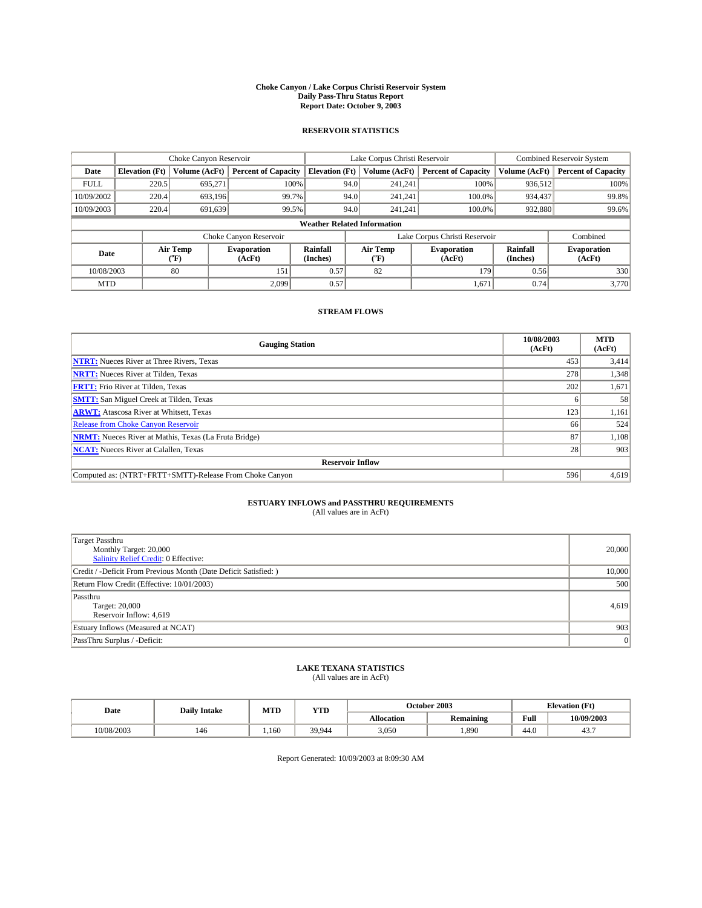# Choke Canyon / Lake Corpus Christi Reservoir System
## Daily Pass-Thru Status Report
## Report Date: October 9, 2003

### RESERVOIR STATISTICS

| | Choke Canyon Reservoir | | | Lake Corpus Christi Reservoir | | | Combined Reservoir System | |
|---|---|---|---|---|---|---|---|---|
| Date | Elevation (Ft) | Volume (AcFt) | Percent of Capacity | Elevation (Ft) | Volume (AcFt) | Percent of Capacity | Volume (AcFt) | Percent of Capacity |
| FULL | 220.5 | 695,271 | 100% | 94.0 | 241,241 | 100% | 936,512 | 100% |
| 10/09/2002 | 220.4 | 693,196 | 99.7% | 94.0 | 241,241 | 100.0% | 934,437 | 99.8% |
| 10/09/2003 | 220.4 | 691,639 | 99.5% | 94.0 | 241,241 | 100.0% | 932,880 | 99.6% |

**Weather Related Information**

| | Choke Canyon Reservoir | | | Lake Corpus Christi Reservoir | | | Combined |
|---|---|---|---|---|---|---|---|
| Date | Air Temp (°F) | Evaporation (AcFt) | Rainfall (Inches) | Air Temp (°F) | Evaporation (AcFt) | Rainfall (Inches) | Evaporation (AcFt) |
| 10/08/2003 | 80 | 151 | 0.57 | 82 | 179 | 0.56 | 330 |
| MTD | | 2,099 | 0.57 | | 1,671 | 0.74 | 3,770 |

### STREAM FLOWS

| Gauging Station | 10/08/2003 (AcFt) | MTD (AcFt) |
|---|---|---|
| **NTRT:** Nueces River at Three Rivers, Texas | 453 | 3,414 |
| **NRTT:** Nueces River at Tilden, Texas | 278 | 1,348 |
| **FRTT:** Frio River at Tilden, Texas | 202 | 1,671 |
| **SMTT:** San Miguel Creek at Tilden, Texas | 6 | 58 |
| **ARWT:** Atascosa River at Whitsett, Texas | 123 | 1,161 |
| Release from Choke Canyon Reservoir | 66 | 524 |
| **NRMT:** Nueces River at Mathis, Texas (La Fruta Bridge) | 87 | 1,108 |
| **NCAT:** Nueces River at Calallen, Texas | 28 | 903 |
| **Reservoir Inflow** | | |
| Computed as: (NTRT+FRTT+SMTT)-Release From Choke Canyon | 596 | 4,619 |

### ESTUARY INFLOWS and PASSTHRU REQUIREMENTS
(All values are in AcFt)

| | |
|---|---|
| Target Passthru<br>Monthly Target: 20,000<br>Salinity Relief Credit: 0 Effective: | 20,000 |
| Credit / -Deficit From Previous Month (Date Deficit Satisfied: ) | 10,000 |
| Return Flow Credit (Effective: 10/01/2003) | 500 |
| Passthru<br>Target: 20,000<br>Reservoir Inflow: 4,619 | 4,619 |
| Estuary Inflows (Measured at NCAT) | 903 |
| PassThru Surplus / -Deficit: | 0 |

### LAKE TEXANA STATISTICS
(All values are in AcFt)

| Date | Daily Intake | MTD | YTD | October 2003 | | Elevation (Ft) | |
|---|---|---|---|---|---|---|---|
| | | | | Allocation | Remaining | Full | 10/09/2003 |
| 10/08/2003 | 146 | 1,160 | 39,944 | 3,050 | 1,890 | 44.0 | 43.7 |

Report Generated: 10/09/2003 at 8:09:30 AM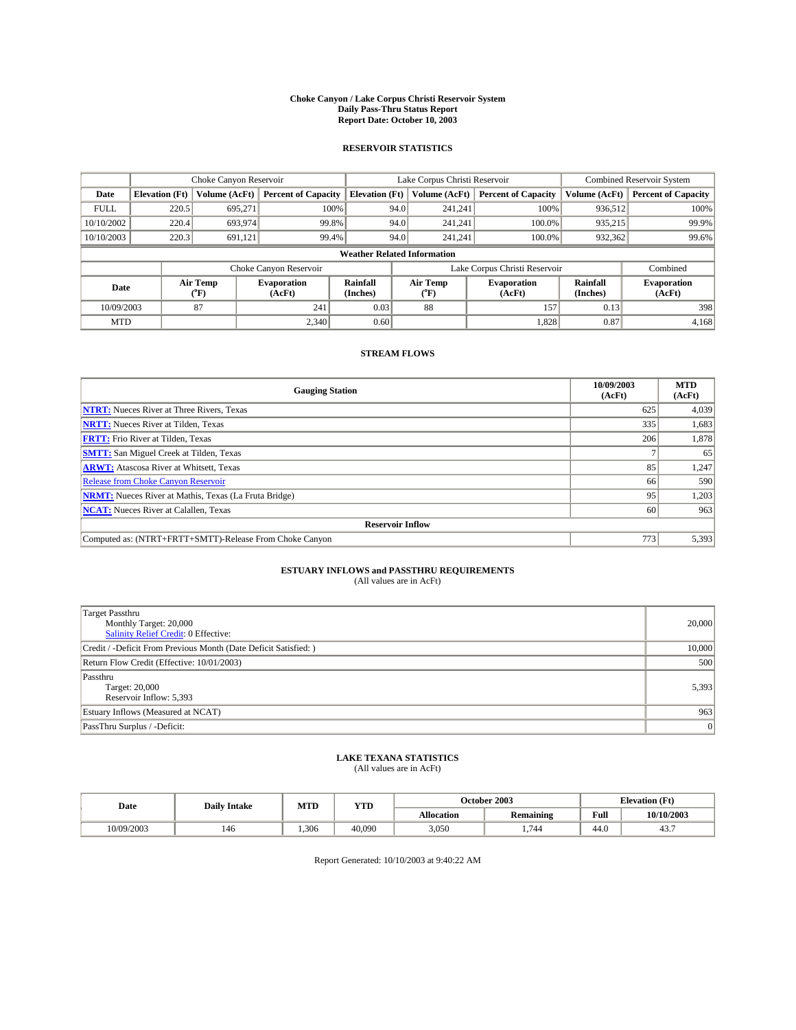# Choke Canyon / Lake Corpus Christi Reservoir System
## Daily Pass-Thru Status Report
### Report Date: October 10, 2003

## RESERVOIR STATISTICS

| | Choke Canyon Reservoir | | | Lake Corpus Christi Reservoir | | | Combined Reservoir System | |
|---|---|---|---|---|---|---|---|---|
| Date | Elevation (Ft) | Volume (AcFt) | Percent of Capacity | Elevation (Ft) | Volume (AcFt) | Percent of Capacity | Volume (AcFt) | Percent of Capacity |
| FULL | 220.5 | 695,271 | 100% | 94.0 | 241,241 | 100% | 936,512 | 100% |
| 10/10/2002 | 220.4 | 693,974 | 99.8% | 94.0 | 241,241 | 100.0% | 935,215 | 99.9% |
| 10/10/2003 | 220.3 | 691,121 | 99.4% | 94.0 | 241,241 | 100.0% | 932,362 | 99.6% |

**Weather Related Information**

| | Choke Canyon Reservoir | | | Lake Corpus Christi Reservoir | | | Combined |
|---|---|---|---|---|---|---|---|
| Date | Air Temp (°F) | Evaporation (AcFt) | Rainfall (Inches) | Air Temp (°F) | Evaporation (AcFt) | Rainfall (Inches) | Evaporation (AcFt) |
| 10/09/2003 | 87 | 241 | 0.03 | 88 | 157 | 0.13 | 398 |
| MTD | | 2,340 | 0.60 | | 1,828 | 0.87 | 4,168 |

## STREAM FLOWS

| Gauging Station | 10/09/2003 (AcFt) | MTD (AcFt) |
|---|---|---|
| **NTRT:** Nueces River at Three Rivers, Texas | 625 | 4,039 |
| **NRTT:** Nueces River at Tilden, Texas | 335 | 1,683 |
| **FRTT:** Frio River at Tilden, Texas | 206 | 1,878 |
| **SMTT:** San Miguel Creek at Tilden, Texas | 7 | 65 |
| **ARWT:** Atascosa River at Whitsett, Texas | 85 | 1,247 |
| Release from Choke Canyon Reservoir | 66 | 590 |
| **NRMT:** Nueces River at Mathis, Texas (La Fruta Bridge) | 95 | 1,203 |
| **NCAT:** Nueces River at Calallen, Texas | 60 | 963 |
| **Reservoir Inflow** | | |
| Computed as: (NTRT+FRTT+SMTT)-Release From Choke Canyon | 773 | 5,393 |

## ESTUARY INFLOWS and PASSTHRU REQUIREMENTS
(All values are in AcFt)

| | |
|---|---|
| Target Passthru<br>Monthly Target: 20,000<br>Salinity Relief Credit: 0 Effective: | 20,000 |
| Credit / -Deficit From Previous Month (Date Deficit Satisfied: ) | 10,000 |
| Return Flow Credit (Effective: 10/01/2003) | 500 |
| Passthru<br>Target: 20,000<br>Reservoir Inflow: 5,393 | 5,393 |
| Estuary Inflows (Measured at NCAT) | 963 |
| PassThru Surplus / -Deficit: | 0 |

## LAKE TEXANA STATISTICS
(All values are in AcFt)

| Date | Daily Intake | MTD | YTD | October 2003 | | Elevation (Ft) | |
|---|---|---|---|---|---|---|---|
| | | | | Allocation | Remaining | Full | 10/10/2003 |
| 10/09/2003 | 146 | 1,306 | 40,090 | 3,050 | 1,744 | 44.0 | 43.7 |

Report Generated: 10/10/2003 at 9:40:22 AM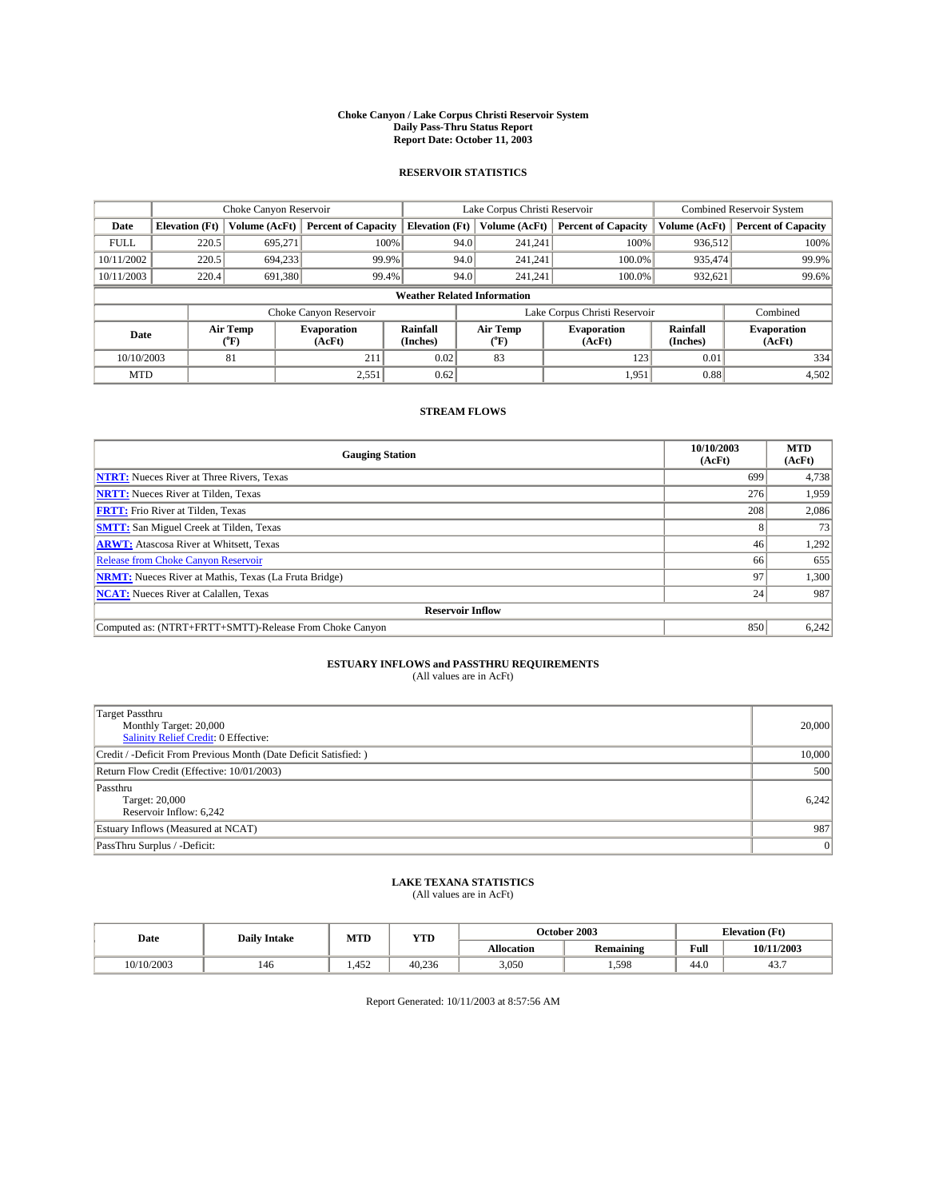# Choke Canyon / Lake Corpus Christi Reservoir System
## Daily Pass-Thru Status Report
## Report Date: October 11, 2003

### RESERVOIR STATISTICS

| | Choke Canyon Reservoir | | | Lake Corpus Christi Reservoir | | | Combined Reservoir System | |
|---|---|---|---|---|---|---|---|---|
| Date | Elevation (Ft) | Volume (AcFt) | Percent of Capacity | Elevation (Ft) | Volume (AcFt) | Percent of Capacity | Volume (AcFt) | Percent of Capacity |
| FULL | 220.5 | 695,271 | 100% | 94.0 | 241,241 | 100% | 936,512 | 100% |
| 10/11/2002 | 220.5 | 694,233 | 99.9% | 94.0 | 241,241 | 100.0% | 935,474 | 99.9% |
| 10/11/2003 | 220.4 | 691,380 | 99.4% | 94.0 | 241,241 | 100.0% | 932,621 | 99.6% |

**Weather Related Information**

| | Choke Canyon Reservoir | | | Lake Corpus Christi Reservoir | | | Combined |
|---|---|---|---|---|---|---|---|
| Date | Air Temp (°F) | Evaporation (AcFt) | Rainfall (Inches) | Air Temp (°F) | Evaporation (AcFt) | Rainfall (Inches) | Evaporation (AcFt) |
| 10/10/2003 | 81 | 211 | 0.02 | 83 | 123 | 0.01 | 334 |
| MTD | | 2,551 | 0.62 | | 1,951 | 0.88 | 4,502 |

### STREAM FLOWS

| Gauging Station | 10/10/2003 (AcFt) | MTD (AcFt) |
|---|---|---|
| **NTRT:** Nueces River at Three Rivers, Texas | 699 | 4,738 |
| **NRTT:** Nueces River at Tilden, Texas | 276 | 1,959 |
| **FRTT:** Frio River at Tilden, Texas | 208 | 2,086 |
| **SMTT:** San Miguel Creek at Tilden, Texas | 8 | 73 |
| **ARWT:** Atascosa River at Whitsett, Texas | 46 | 1,292 |
| Release from Choke Canyon Reservoir | 66 | 655 |
| **NRMT:** Nueces River at Mathis, Texas (La Fruta Bridge) | 97 | 1,300 |
| **NCAT:** Nueces River at Calallen, Texas | 24 | 987 |
| **Reservoir Inflow** | | |
| Computed as: (NTRT+FRTT+SMTT)-Release From Choke Canyon | 850 | 6,242 |

### ESTUARY INFLOWS and PASSTHRU REQUIREMENTS
(All values are in AcFt)

| | |
|---|---|
| Target Passthru<br>Monthly Target: 20,000<br>Salinity Relief Credit: 0 Effective: | 20,000 |
| Credit / -Deficit From Previous Month (Date Deficit Satisfied: ) | 10,000 |
| Return Flow Credit (Effective: 10/01/2003) | 500 |
| Passthru<br>Target: 20,000<br>Reservoir Inflow: 6,242 | 6,242 |
| Estuary Inflows (Measured at NCAT) | 987 |
| PassThru Surplus / -Deficit: | 0 |

### LAKE TEXANA STATISTICS
(All values are in AcFt)

| Date | Daily Intake | MTD | YTD | October 2003 | | Elevation (Ft) | |
|---|---|---|---|---|---|---|---|
| | | | | Allocation | Remaining | Full | 10/11/2003 |
| 10/10/2003 | 146 | 1,452 | 40,236 | 3,050 | 1,598 | 44.0 | 43.7 |

Report Generated: 10/11/2003 at 8:57:56 AM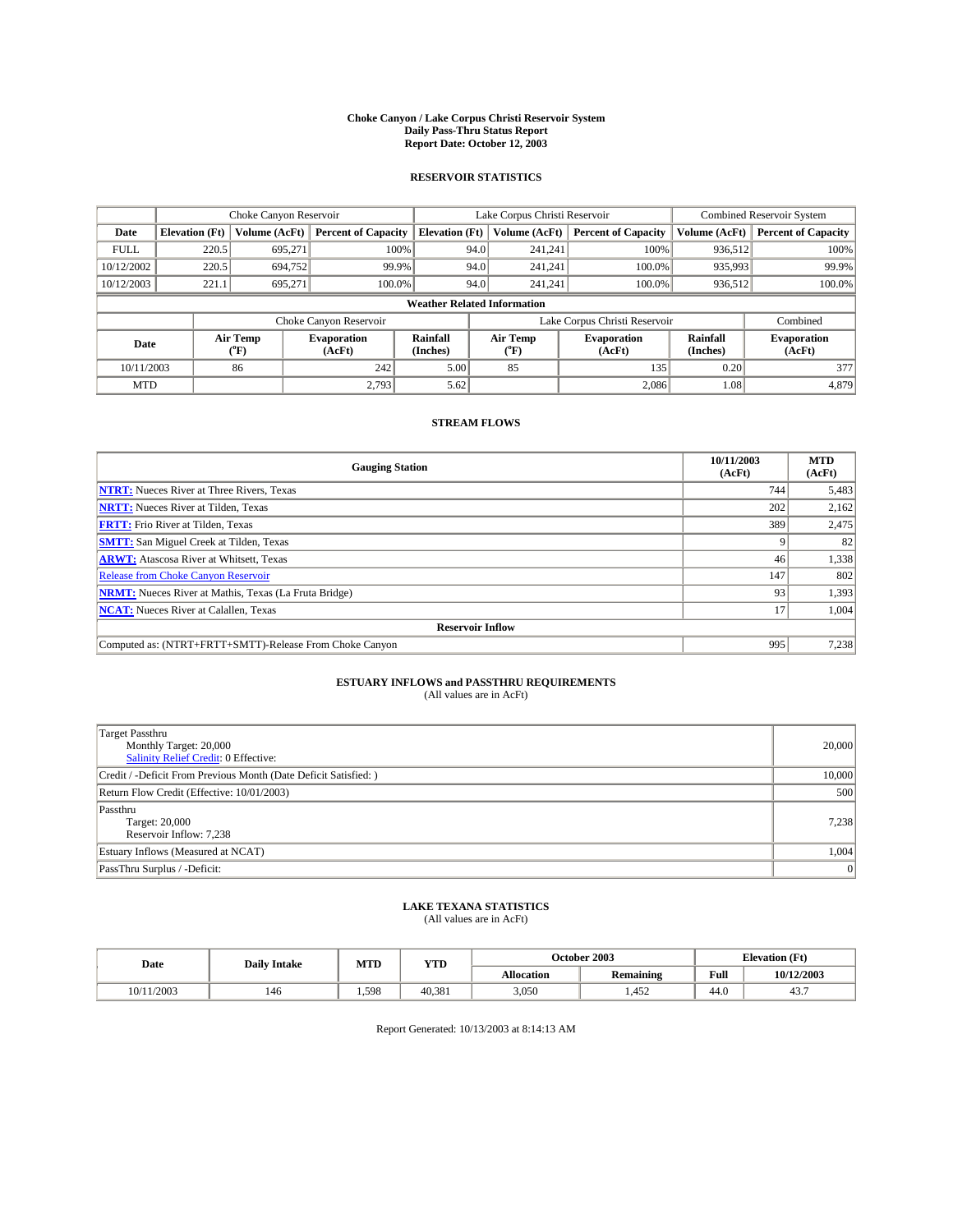# Choke Canyon / Lake Corpus Christi Reservoir System
## Daily Pass-Thru Status Report
### Report Date: October 12, 2003

## RESERVOIR STATISTICS

| | Choke Canyon Reservoir | | | Lake Corpus Christi Reservoir | | | Combined Reservoir System | |
|---|---|---|---|---|---|---|---|---|
| Date | Elevation (Ft) | Volume (AcFt) | Percent of Capacity | Elevation (Ft) | Volume (AcFt) | Percent of Capacity | Volume (AcFt) | Percent of Capacity |
| FULL | 220.5 | 695,271 | 100% | 94.0 | 241,241 | 100% | 936,512 | 100% |
| 10/12/2002 | 220.5 | 694,752 | 99.9% | 94.0 | 241,241 | 100.0% | 935,993 | 99.9% |
| 10/12/2003 | 221.1 | 695,271 | 100.0% | 94.0 | 241,241 | 100.0% | 936,512 | 100.0% |

**Weather Related Information**

| | Choke Canyon Reservoir | | | Lake Corpus Christi Reservoir | | | Combined |
|---|---|---|---|---|---|---|---|
| Date | Air Temp (°F) | Evaporation (AcFt) | Rainfall (Inches) | Air Temp (°F) | Evaporation (AcFt) | Rainfall (Inches) | Evaporation (AcFt) |
| 10/11/2003 | 86 | 242 | 5.00 | 85 | 135 | 0.20 | 377 |
| MTD | | 2,793 | 5.62 | | 2,086 | 1.08 | 4,879 |

## STREAM FLOWS

| Gauging Station | 10/11/2003 (AcFt) | MTD (AcFt) |
|---|---|---|
| NTRT: Nueces River at Three Rivers, Texas | 744 | 5,483 |
| NRTT: Nueces River at Tilden, Texas | 202 | 2,162 |
| FRTT: Frio River at Tilden, Texas | 389 | 2,475 |
| SMTT: San Miguel Creek at Tilden, Texas | 9 | 82 |
| ARWT: Atascosa River at Whitsett, Texas | 46 | 1,338 |
| Release from Choke Canyon Reservoir | 147 | 802 |
| NRMT: Nueces River at Mathis, Texas (La Fruta Bridge) | 93 | 1,393 |
| NCAT: Nueces River at Calallen, Texas | 17 | 1,004 |
| **Reservoir Inflow** | | |
| Computed as: (NTRT+FRTT+SMTT)-Release From Choke Canyon | 995 | 7,238 |

## ESTUARY INFLOWS and PASSTHRU REQUIREMENTS
(All values are in AcFt)

| | |
|---|---|
| Target Passthru<br>Monthly Target: 20,000<br>Salinity Relief Credit: 0 Effective: | 20,000 |
| Credit / -Deficit From Previous Month (Date Deficit Satisfied: ) | 10,000 |
| Return Flow Credit (Effective: 10/01/2003) | 500 |
| Passthru<br>Target: 20,000<br>Reservoir Inflow: 7,238 | 7,238 |
| Estuary Inflows (Measured at NCAT) | 1,004 |
| PassThru Surplus / -Deficit: | 0 |

## LAKE TEXANA STATISTICS
(All values are in AcFt)

| Date | Daily Intake | MTD | YTD | October 2003 | | Elevation (Ft) | |
|---|---|---|---|---|---|---|---|
| | | | | Allocation | Remaining | Full | 10/12/2003 |
| 10/11/2003 | 146 | 1,598 | 40,381 | 3,050 | 1,452 | 44.0 | 43.7 |

Report Generated: 10/13/2003 at 8:14:13 AM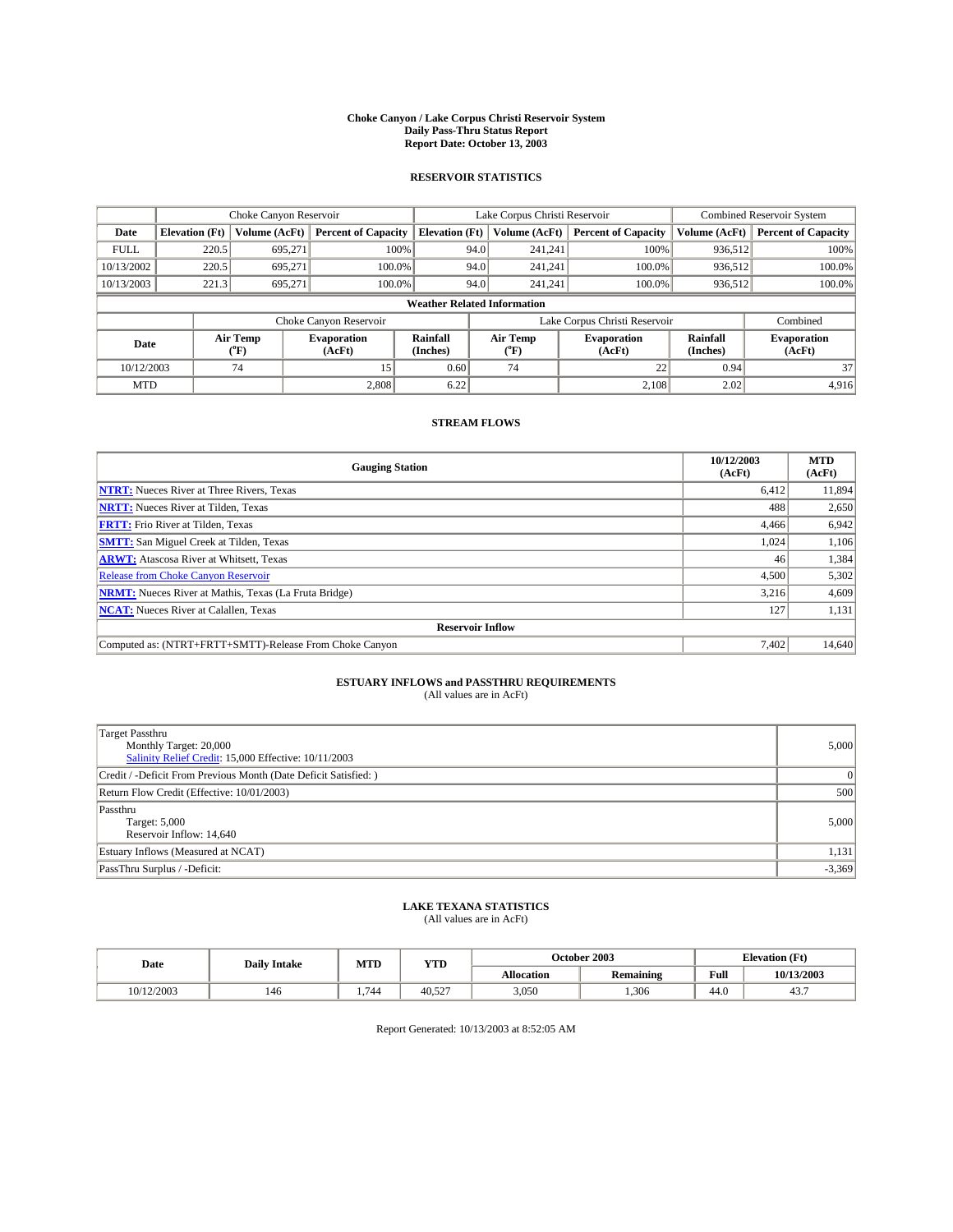# Choke Canyon / Lake Corpus Christi Reservoir System
## Daily Pass-Thru Status Report
## Report Date: October 13, 2003

### RESERVOIR STATISTICS

| | Choke Canyon Reservoir | | | Lake Corpus Christi Reservoir | | | Combined Reservoir System | |
|---|---|---|---|---|---|---|---|---|
| Date | Elevation (Ft) | Volume (AcFt) | Percent of Capacity | Elevation (Ft) | Volume (AcFt) | Percent of Capacity | Volume (AcFt) | Percent of Capacity |
| FULL | 220.5 | 695,271 | 100% | 94.0 | 241,241 | 100% | 936,512 | 100% |
| 10/13/2002 | 220.5 | 695,271 | 100.0% | 94.0 | 241,241 | 100.0% | 936,512 | 100.0% |
| 10/13/2003 | 221.3 | 695,271 | 100.0% | 94.0 | 241,241 | 100.0% | 936,512 | 100.0% |

**Weather Related Information**

| | Choke Canyon Reservoir | | | Lake Corpus Christi Reservoir | | | Combined |
|---|---|---|---|---|---|---|---|
| Date | Air Temp (°F) | Evaporation (AcFt) | Rainfall (Inches) | Air Temp (°F) | Evaporation (AcFt) | Rainfall (Inches) | Evaporation (AcFt) |
| 10/12/2003 | 74 | 15 | 0.60 | 74 | 22 | 0.94 | 37 |
| MTD | | 2,808 | 6.22 | | 2,108 | 2.02 | 4,916 |

### STREAM FLOWS

| Gauging Station | 10/12/2003 (AcFt) | MTD (AcFt) |
|---|---|---|
| NTRT: Nueces River at Three Rivers, Texas | 6,412 | 11,894 |
| NRTT: Nueces River at Tilden, Texas | 488 | 2,650 |
| FRTT: Frio River at Tilden, Texas | 4,466 | 6,942 |
| SMTT: San Miguel Creek at Tilden, Texas | 1,024 | 1,106 |
| ARWT: Atascosa River at Whitsett, Texas | 46 | 1,384 |
| Release from Choke Canyon Reservoir | 4,500 | 5,302 |
| NRMT: Nueces River at Mathis, Texas (La Fruta Bridge) | 3,216 | 4,609 |
| NCAT: Nueces River at Calallen, Texas | 127 | 1,131 |
| **Reservoir Inflow** | | |
| Computed as: (NTRT+FRTT+SMTT)-Release From Choke Canyon | 7,402 | 14,640 |

### ESTUARY INFLOWS and PASSTHRU REQUIREMENTS
(All values are in AcFt)

| | |
|---|---|
| Target Passthru<br>Monthly Target: 20,000<br>Salinity Relief Credit: 15,000 Effective: 10/11/2003 | 5,000 |
| Credit / -Deficit From Previous Month (Date Deficit Satisfied: ) | 0 |
| Return Flow Credit (Effective: 10/01/2003) | 500 |
| Passthru<br>Target: 5,000<br>Reservoir Inflow: 14,640 | 5,000 |
| Estuary Inflows (Measured at NCAT) | 1,131 |
| PassThru Surplus / -Deficit: | -3,369 |

### LAKE TEXANA STATISTICS
(All values are in AcFt)

| Date | Daily Intake | MTD | YTD | October 2003 | | Elevation (Ft) | |
|---|---|---|---|---|---|---|---|
| | | | | Allocation | Remaining | Full | 10/13/2003 |
| 10/12/2003 | 146 | 1,744 | 40,527 | 3,050 | 1,306 | 44.0 | 43.7 |

Report Generated: 10/13/2003 at 8:52:05 AM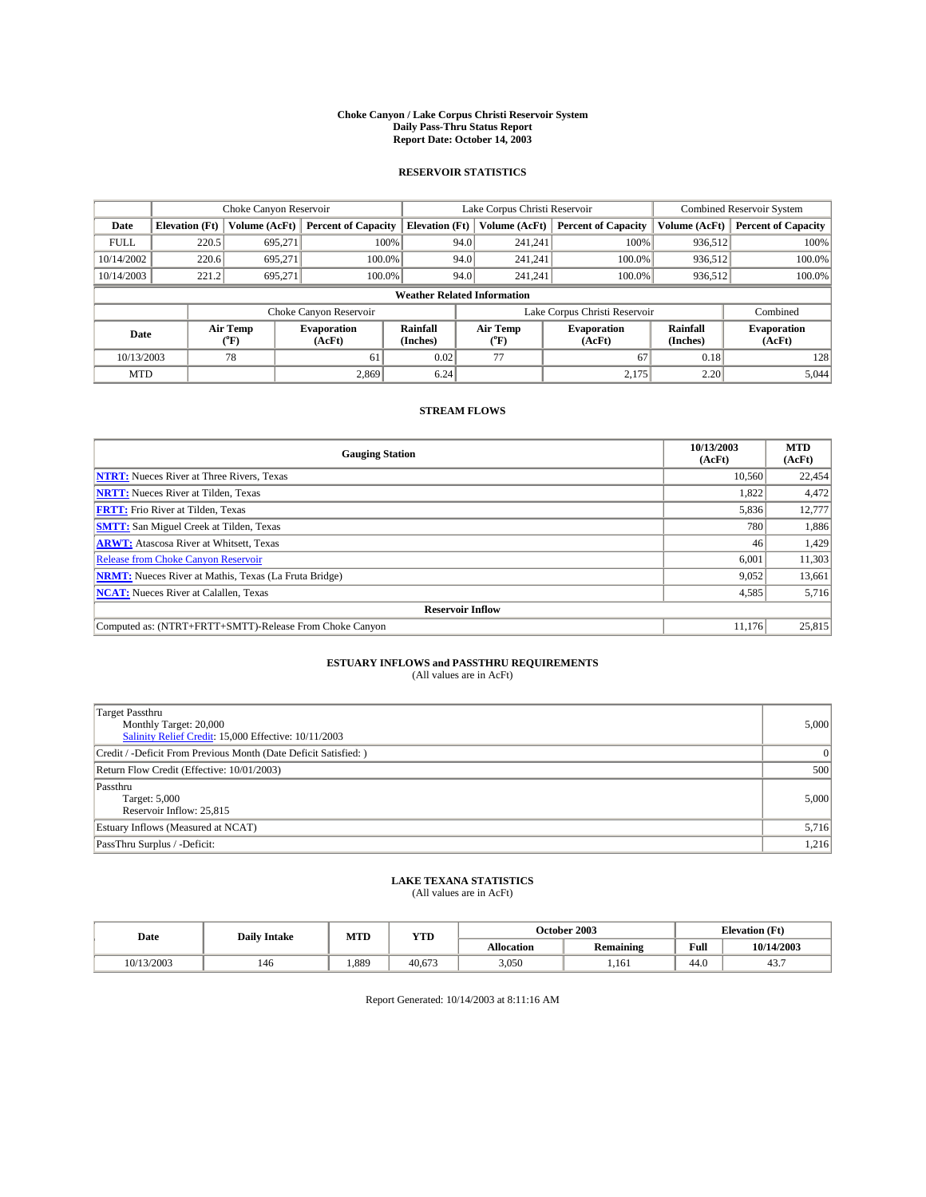# Choke Canyon / Lake Corpus Christi Reservoir System
## Daily Pass-Thru Status Report
## Report Date: October 14, 2003

### RESERVOIR STATISTICS

| | Choke Canyon Reservoir | | | Lake Corpus Christi Reservoir | | | Combined Reservoir System | |
|---|---|---|---|---|---|---|---|---|
| **Date** | **Elevation (Ft)** | **Volume (AcFt)** | **Percent of Capacity** | **Elevation (Ft)** | **Volume (AcFt)** | **Percent of Capacity** | **Volume (AcFt)** | **Percent of Capacity** |
| FULL | 220.5 | 695,271 | 100% | 94.0 | 241,241 | 100% | 936,512 | 100% |
| 10/14/2002 | 220.6 | 695,271 | 100.0% | 94.0 | 241,241 | 100.0% | 936,512 | 100.0% |
| 10/14/2003 | 221.2 | 695,271 | 100.0% | 94.0 | 241,241 | 100.0% | 936,512 | 100.0% |

**Weather Related Information**

| | Choke Canyon Reservoir | | | Lake Corpus Christi Reservoir | | | Combined |
|---|---|---|---|---|---|---|---|
| **Date** | **Air Temp (°F)** | **Evaporation (AcFt)** | **Rainfall (Inches)** | **Air Temp (°F)** | **Evaporation (AcFt)** | **Rainfall (Inches)** | **Evaporation (AcFt)** |
| 10/13/2003 | 78 | 61 | 0.02 | 77 | 67 | 0.18 | 128 |
| MTD | | 2,869 | 6.24 | | 2,175 | 2.20 | 5,044 |

### STREAM FLOWS

| Gauging Station | 10/13/2003 (AcFt) | MTD (AcFt) |
|---|---|---|
| **NTRT:** Nueces River at Three Rivers, Texas | 10,560 | 22,454 |
| **NRTT:** Nueces River at Tilden, Texas | 1,822 | 4,472 |
| **FRTT:** Frio River at Tilden, Texas | 5,836 | 12,777 |
| **SMTT:** San Miguel Creek at Tilden, Texas | 780 | 1,886 |
| **ARWT:** Atascosa River at Whitsett, Texas | 46 | 1,429 |
| Release from Choke Canyon Reservoir | 6,001 | 11,303 |
| **NRMT:** Nueces River at Mathis, Texas (La Fruta Bridge) | 9,052 | 13,661 |
| **NCAT:** Nueces River at Calallen, Texas | 4,585 | 5,716 |
| **Reservoir Inflow** | | |
| Computed as: (NTRT+FRTT+SMTT)-Release From Choke Canyon | 11,176 | 25,815 |

### ESTUARY INFLOWS and PASSTHRU REQUIREMENTS
(All values are in AcFt)

| | |
|---|---|
| Target Passthru<br>Monthly Target: 20,000<br>Salinity Relief Credit: 15,000 Effective: 10/11/2003 | 5,000 |
| Credit / -Deficit From Previous Month (Date Deficit Satisfied: ) | 0 |
| Return Flow Credit (Effective: 10/01/2003) | 500 |
| Passthru<br>Target: 5,000<br>Reservoir Inflow: 25,815 | 5,000 |
| Estuary Inflows (Measured at NCAT) | 5,716 |
| PassThru Surplus / -Deficit: | 1,216 |

### LAKE TEXANA STATISTICS
(All values are in AcFt)

| Date | Daily Intake | MTD | YTD | October 2003 | | Elevation (Ft) | |
|---|---|---|---|---|---|---|---|
| | | | | **Allocation** | **Remaining** | **Full** | **10/14/2003** |
| 10/13/2003 | 146 | 1,889 | 40,673 | 3,050 | 1,161 | 44.0 | 43.7 |

Report Generated: 10/14/2003 at 8:11:16 AM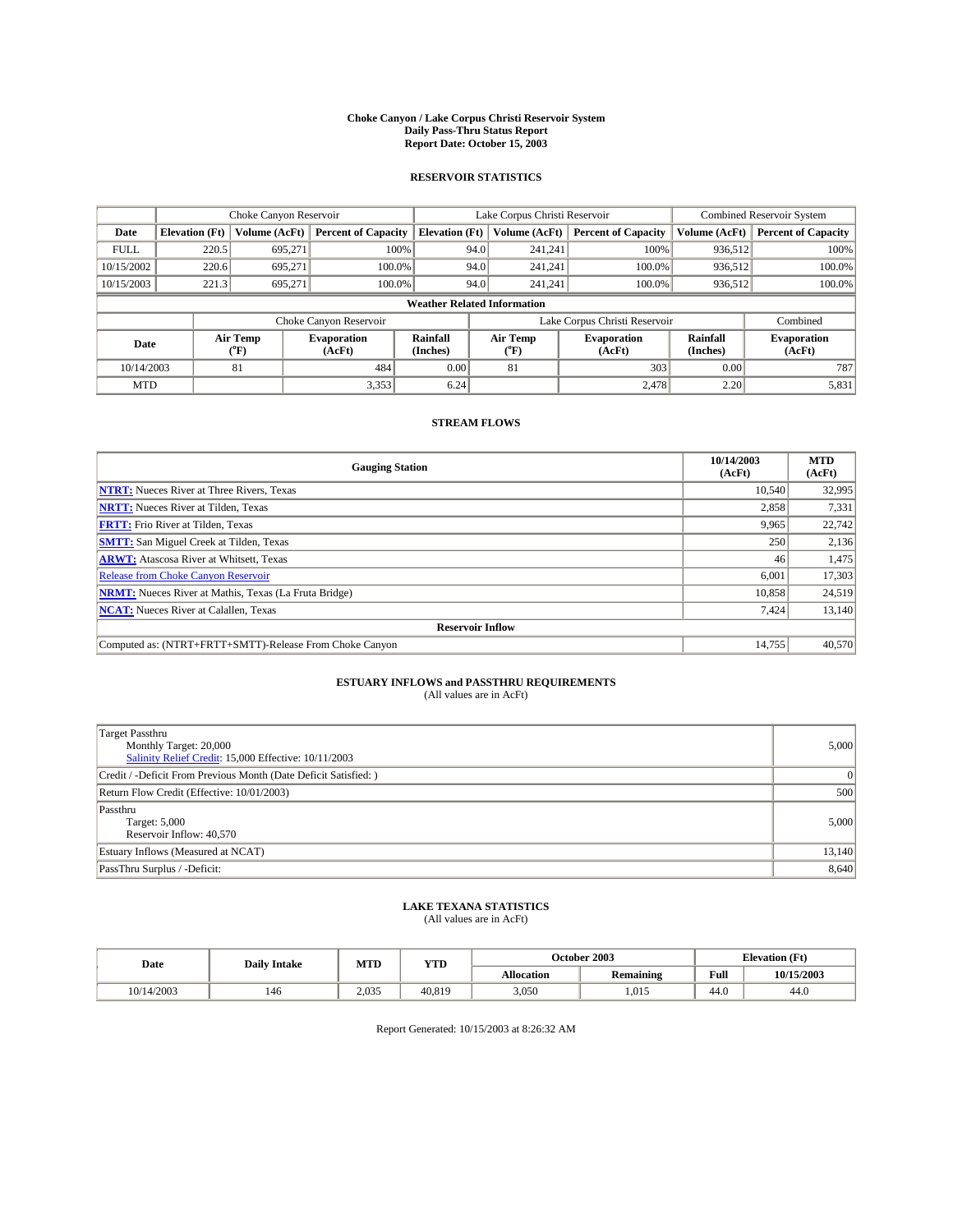# Choke Canyon / Lake Corpus Christi Reservoir System
## Daily Pass-Thru Status Report
### Report Date: October 15, 2003

## RESERVOIR STATISTICS

| | Choke Canyon Reservoir | | | Lake Corpus Christi Reservoir | | | Combined Reservoir System | |
|---|---|---|---|---|---|---|---|---|
| Date | Elevation (Ft) | Volume (AcFt) | Percent of Capacity | Elevation (Ft) | Volume (AcFt) | Percent of Capacity | Volume (AcFt) | Percent of Capacity |
| FULL | 220.5 | 695,271 | 100% | 94.0 | 241,241 | 100% | 936,512 | 100% |
| 10/15/2002 | 220.6 | 695,271 | 100.0% | 94.0 | 241,241 | 100.0% | 936,512 | 100.0% |
| 10/15/2003 | 221.3 | 695,271 | 100.0% | 94.0 | 241,241 | 100.0% | 936,512 | 100.0% |

**Weather Related Information**

| | Choke Canyon Reservoir | | | Lake Corpus Christi Reservoir | | | Combined |
|---|---|---|---|---|---|---|---|
| Date | Air Temp (°F) | Evaporation (AcFt) | Rainfall (Inches) | Air Temp (°F) | Evaporation (AcFt) | Rainfall (Inches) | Evaporation (AcFt) |
| 10/14/2003 | 81 | 484 | 0.00 | 81 | 303 | 0.00 | 787 |
| MTD | | 3,353 | 6.24 | | 2,478 | 2.20 | 5,831 |

## STREAM FLOWS

| Gauging Station | 10/14/2003 (AcFt) | MTD (AcFt) |
|---|---|---|
| NTRT: Nueces River at Three Rivers, Texas | 10,540 | 32,995 |
| NRTT: Nueces River at Tilden, Texas | 2,858 | 7,331 |
| FRTT: Frio River at Tilden, Texas | 9,965 | 22,742 |
| SMTT: San Miguel Creek at Tilden, Texas | 250 | 2,136 |
| ARWT: Atascosa River at Whitsett, Texas | 46 | 1,475 |
| Release from Choke Canyon Reservoir | 6,001 | 17,303 |
| NRMT: Nueces River at Mathis, Texas (La Fruta Bridge) | 10,858 | 24,519 |
| NCAT: Nueces River at Calallen, Texas | 7,424 | 13,140 |
| **Reservoir Inflow** | | |
| Computed as: (NTRT+FRTT+SMTT)-Release From Choke Canyon | 14,755 | 40,570 |

## ESTUARY INFLOWS and PASSTHRU REQUIREMENTS
(All values are in AcFt)

| | |
|---|---|
| Target Passthru<br>Monthly Target: 20,000<br>Salinity Relief Credit: 15,000 Effective: 10/11/2003 | 5,000 |
| Credit / -Deficit From Previous Month (Date Deficit Satisfied: ) | 0 |
| Return Flow Credit (Effective: 10/01/2003) | 500 |
| Passthru<br>Target: 5,000<br>Reservoir Inflow: 40,570 | 5,000 |
| Estuary Inflows (Measured at NCAT) | 13,140 |
| PassThru Surplus / -Deficit: | 8,640 |

## LAKE TEXANA STATISTICS
(All values are in AcFt)

| Date | Daily Intake | MTD | YTD | October 2003 | | Elevation (Ft) | |
|---|---|---|---|---|---|---|---|
| | | | | Allocation | Remaining | Full | 10/15/2003 |
| 10/14/2003 | 146 | 2,035 | 40,819 | 3,050 | 1,015 | 44.0 | 44.0 |

Report Generated: 10/15/2003 at 8:26:32 AM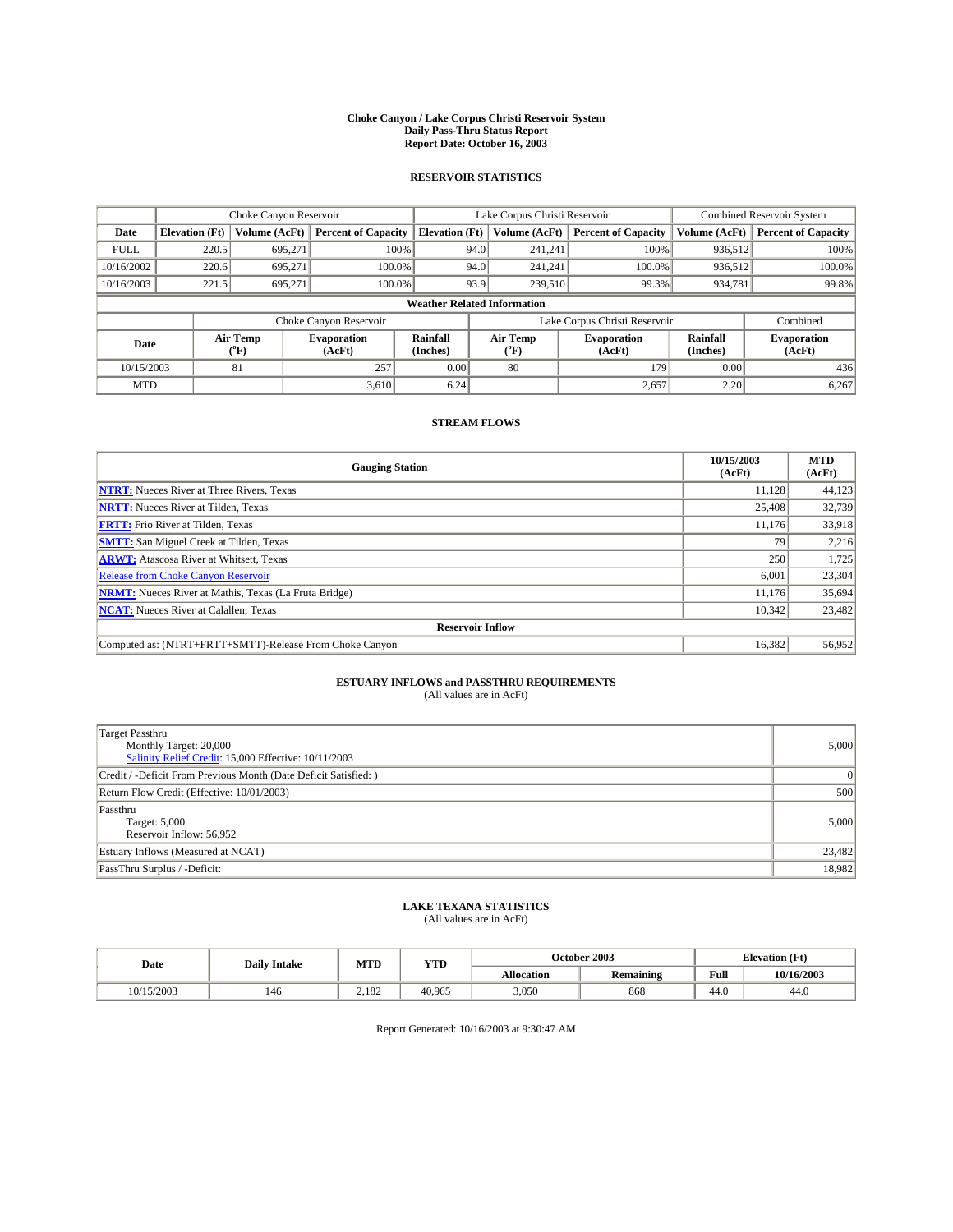# Choke Canyon / Lake Corpus Christi Reservoir System
## Daily Pass-Thru Status Report
## Report Date: October 16, 2003

### RESERVOIR STATISTICS

| | Choke Canyon Reservoir | | | Lake Corpus Christi Reservoir | | | Combined Reservoir System | |
|---|---|---|---|---|---|---|---|---|
| Date | Elevation (Ft) | Volume (AcFt) | Percent of Capacity | Elevation (Ft) | Volume (AcFt) | Percent of Capacity | Volume (AcFt) | Percent of Capacity |
| FULL | 220.5 | 695,271 | 100% | 94.0 | 241,241 | 100% | 936,512 | 100% |
| 10/16/2002 | 220.6 | 695,271 | 100.0% | 94.0 | 241,241 | 100.0% | 936,512 | 100.0% |
| 10/16/2003 | 221.5 | 695,271 | 100.0% | 93.9 | 239,510 | 99.3% | 934,781 | 99.8% |

**Weather Related Information**

| | Choke Canyon Reservoir | | | Lake Corpus Christi Reservoir | | | Combined |
|---|---|---|---|---|---|---|---|
| Date | Air Temp (°F) | Evaporation (AcFt) | Rainfall (Inches) | Air Temp (°F) | Evaporation (AcFt) | Rainfall (Inches) | Evaporation (AcFt) |
| 10/15/2003 | 81 | 257 | 0.00 | 80 | 179 | 0.00 | 436 |
| MTD | | 3,610 | 6.24 | | 2,657 | 2.20 | 6,267 |

### STREAM FLOWS

| Gauging Station | 10/15/2003 (AcFt) | MTD (AcFt) |
|---|---|---|
| **NTRT:** Nueces River at Three Rivers, Texas | 11,128 | 44,123 |
| **NRTT:** Nueces River at Tilden, Texas | 25,408 | 32,739 |
| **FRTT:** Frio River at Tilden, Texas | 11,176 | 33,918 |
| **SMTT:** San Miguel Creek at Tilden, Texas | 79 | 2,216 |
| **ARWT:** Atascosa River at Whitsett, Texas | 250 | 1,725 |
| Release from Choke Canyon Reservoir | 6,001 | 23,304 |
| **NRMT:** Nueces River at Mathis, Texas (La Fruta Bridge) | 11,176 | 35,694 |
| **NCAT:** Nueces River at Calallen, Texas | 10,342 | 23,482 |
| **Reservoir Inflow** | | |
| Computed as: (NTRT+FRTT+SMTT)-Release From Choke Canyon | 16,382 | 56,952 |

### ESTUARY INFLOWS and PASSTHRU REQUIREMENTS
(All values are in AcFt)

| | |
|---|---|
| Target Passthru<br>Monthly Target: 20,000<br>Salinity Relief Credit: 15,000 Effective: 10/11/2003 | 5,000 |
| Credit / -Deficit From Previous Month (Date Deficit Satisfied: ) | 0 |
| Return Flow Credit (Effective: 10/01/2003) | 500 |
| Passthru<br>Target: 5,000<br>Reservoir Inflow: 56,952 | 5,000 |
| Estuary Inflows (Measured at NCAT) | 23,482 |
| PassThru Surplus / -Deficit: | 18,982 |

### LAKE TEXANA STATISTICS
(All values are in AcFt)

| Date | Daily Intake | MTD | YTD | October 2003 | | Elevation (Ft) | |
|---|---|---|---|---|---|---|---|
| | | | | Allocation | Remaining | Full | 10/16/2003 |
| 10/15/2003 | 146 | 2,182 | 40,965 | 3,050 | 868 | 44.0 | 44.0 |

Report Generated: 10/16/2003 at 9:30:47 AM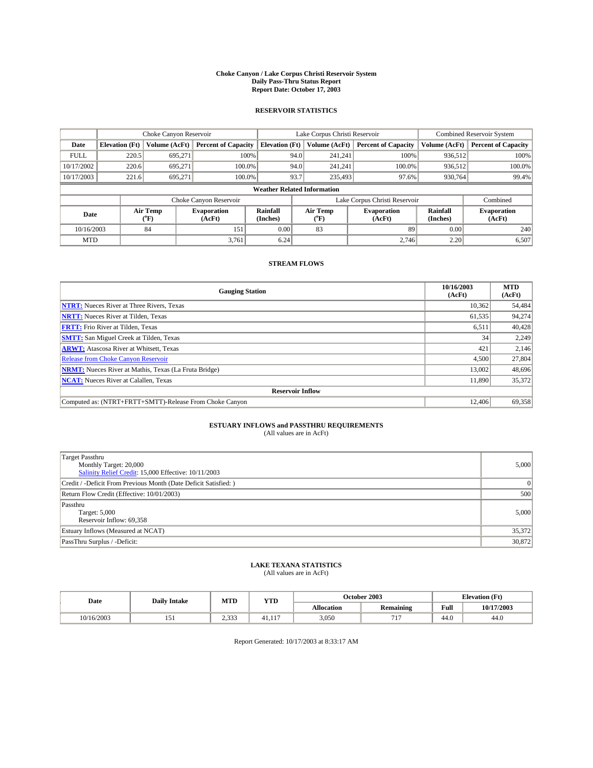# Choke Canyon / Lake Corpus Christi Reservoir System
## Daily Pass-Thru Status Report
### Report Date: October 17, 2003

## RESERVOIR STATISTICS

| | Choke Canyon Reservoir | | | Lake Corpus Christi Reservoir | | | Combined Reservoir System | |
|---|---|---|---|---|---|---|---|---|
| Date | Elevation (Ft) | Volume (AcFt) | Percent of Capacity | Elevation (Ft) | Volume (AcFt) | Percent of Capacity | Volume (AcFt) | Percent of Capacity |
| FULL | 220.5 | 695,271 | 100% | 94.0 | 241,241 | 100% | 936,512 | 100% |
| 10/17/2002 | 220.6 | 695,271 | 100.0% | 94.0 | 241,241 | 100.0% | 936,512 | 100.0% |
| 10/17/2003 | 221.6 | 695,271 | 100.0% | 93.7 | 235,493 | 97.6% | 930,764 | 99.4% |

**Weather Related Information**

| | Choke Canyon Reservoir | | | Lake Corpus Christi Reservoir | | | Combined |
|---|---|---|---|---|---|---|---|
| Date | Air Temp (°F) | Evaporation (AcFt) | Rainfall (Inches) | Air Temp (°F) | Evaporation (AcFt) | Rainfall (Inches) | Evaporation (AcFt) |
| 10/16/2003 | 84 | 151 | 0.00 | 83 | 89 | 0.00 | 240 |
| MTD | | 3,761 | 6.24 | | 2,746 | 2.20 | 6,507 |

## STREAM FLOWS

| Gauging Station | 10/16/2003 (AcFt) | MTD (AcFt) |
|---|---|---|
| **NTRT:** Nueces River at Three Rivers, Texas | 10,362 | 54,484 |
| **NRTT:** Nueces River at Tilden, Texas | 61,535 | 94,274 |
| **FRTT:** Frio River at Tilden, Texas | 6,511 | 40,428 |
| **SMTT:** San Miguel Creek at Tilden, Texas | 34 | 2,249 |
| **ARWT:** Atascosa River at Whitsett, Texas | 421 | 2,146 |
| Release from Choke Canyon Reservoir | 4,500 | 27,804 |
| **NRMT:** Nueces River at Mathis, Texas (La Fruta Bridge) | 13,002 | 48,696 |
| **NCAT:** Nueces River at Calallen, Texas | 11,890 | 35,372 |
| **Reservoir Inflow** | | |
| Computed as: (NTRT+FRTT+SMTT)-Release From Choke Canyon | 12,406 | 69,358 |

## ESTUARY INFLOWS and PASSTHRU REQUIREMENTS
(All values are in AcFt)

| | |
|---|---|
| Target Passthru<br>Monthly Target: 20,000<br>Salinity Relief Credit: 15,000 Effective: 10/11/2003 | 5,000 |
| Credit / -Deficit From Previous Month (Date Deficit Satisfied: ) | 0 |
| Return Flow Credit (Effective: 10/01/2003) | 500 |
| Passthru<br>Target: 5,000<br>Reservoir Inflow: 69,358 | 5,000 |
| Estuary Inflows (Measured at NCAT) | 35,372 |
| PassThru Surplus / -Deficit: | 30,872 |

## LAKE TEXANA STATISTICS
(All values are in AcFt)

| Date | Daily Intake | MTD | YTD | October 2003 | | Elevation (Ft) | |
|---|---|---|---|---|---|---|---|
| | | | | Allocation | Remaining | Full | 10/17/2003 |
| 10/16/2003 | 151 | 2,333 | 41,117 | 3,050 | 717 | 44.0 | 44.0 |

Report Generated: 10/17/2003 at 8:33:17 AM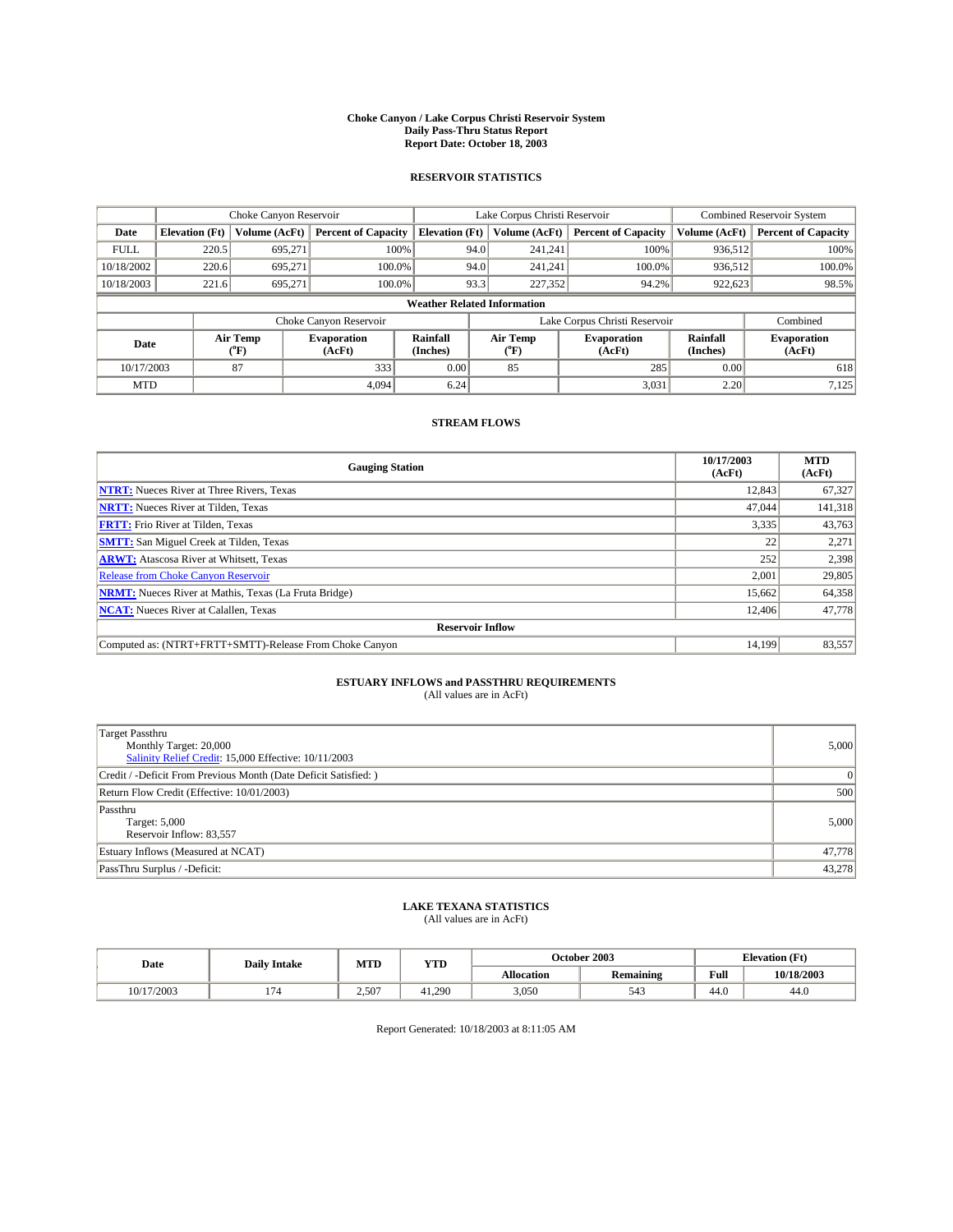# Choke Canyon / Lake Corpus Christi Reservoir System
## Daily Pass-Thru Status Report
### Report Date: October 18, 2003

## RESERVOIR STATISTICS

| | Choke Canyon Reservoir | | | Lake Corpus Christi Reservoir | | | Combined Reservoir System | |
|---|---|---|---|---|---|---|---|---|
| Date | Elevation (Ft) | Volume (AcFt) | Percent of Capacity | Elevation (Ft) | Volume (AcFt) | Percent of Capacity | Volume (AcFt) | Percent of Capacity |
| FULL | 220.5 | 695,271 | 100% | 94.0 | 241,241 | 100% | 936,512 | 100% |
| 10/18/2002 | 220.6 | 695,271 | 100.0% | 94.0 | 241,241 | 100.0% | 936,512 | 100.0% |
| 10/18/2003 | 221.6 | 695,271 | 100.0% | 93.3 | 227,352 | 94.2% | 922,623 | 98.5% |

**Weather Related Information**

| | Choke Canyon Reservoir | | | Lake Corpus Christi Reservoir | | | Combined |
|---|---|---|---|---|---|---|---|
| Date | Air Temp (°F) | Evaporation (AcFt) | Rainfall (Inches) | Air Temp (°F) | Evaporation (AcFt) | Rainfall (Inches) | Evaporation (AcFt) |
| 10/17/2003 | 87 | 333 | 0.00 | 85 | 285 | 0.00 | 618 |
| MTD | | 4,094 | 6.24 | | 3,031 | 2.20 | 7,125 |

## STREAM FLOWS

| Gauging Station | 10/17/2003 (AcFt) | MTD (AcFt) |
|---|---|---|
| NTRT: Nueces River at Three Rivers, Texas | 12,843 | 67,327 |
| NRTT: Nueces River at Tilden, Texas | 47,044 | 141,318 |
| FRTT: Frio River at Tilden, Texas | 3,335 | 43,763 |
| SMTT: San Miguel Creek at Tilden, Texas | 22 | 2,271 |
| ARWT: Atascosa River at Whitsett, Texas | 252 | 2,398 |
| Release from Choke Canyon Reservoir | 2,001 | 29,805 |
| NRMT: Nueces River at Mathis, Texas (La Fruta Bridge) | 15,662 | 64,358 |
| NCAT: Nueces River at Calallen, Texas | 12,406 | 47,778 |
| **Reservoir Inflow** | | |
| Computed as: (NTRT+FRTT+SMTT)-Release From Choke Canyon | 14,199 | 83,557 |

## ESTUARY INFLOWS and PASSTHRU REQUIREMENTS
(All values are in AcFt)

| | |
|---|---|
| Target Passthru<br>Monthly Target: 20,000<br>Salinity Relief Credit: 15,000 Effective: 10/11/2003 | 5,000 |
| Credit / -Deficit From Previous Month (Date Deficit Satisfied: ) | 0 |
| Return Flow Credit (Effective: 10/01/2003) | 500 |
| Passthru<br>Target: 5,000<br>Reservoir Inflow: 83,557 | 5,000 |
| Estuary Inflows (Measured at NCAT) | 47,778 |
| PassThru Surplus / -Deficit: | 43,278 |

## LAKE TEXANA STATISTICS
(All values are in AcFt)

| Date | Daily Intake | MTD | YTD | October 2003 | | Elevation (Ft) | |
|---|---|---|---|---|---|---|---|
| | | | | Allocation | Remaining | Full | 10/18/2003 |
| 10/17/2003 | 174 | 2,507 | 41,290 | 3,050 | 543 | 44.0 | 44.0 |

Report Generated: 10/18/2003 at 8:11:05 AM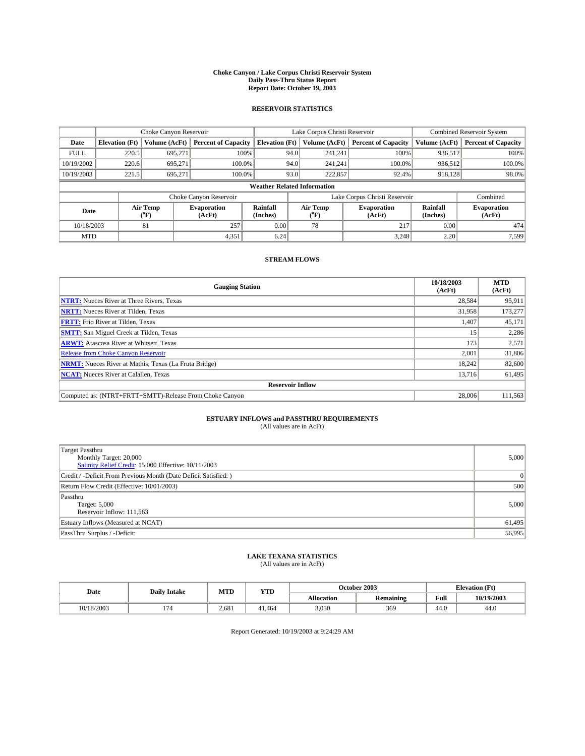# Choke Canyon / Lake Corpus Christi Reservoir System
## Daily Pass-Thru Status Report
## Report Date: October 19, 2003

### RESERVOIR STATISTICS

| | Choke Canyon Reservoir | | | Lake Corpus Christi Reservoir | | | Combined Reservoir System | |
|---|---|---|---|---|---|---|---|---|
| **Date** | **Elevation (Ft)** | **Volume (AcFt)** | **Percent of Capacity** | **Elevation (Ft)** | **Volume (AcFt)** | **Percent of Capacity** | **Volume (AcFt)** | **Percent of Capacity** |
| FULL | 220.5 | 695,271 | 100% | 94.0 | 241,241 | 100% | 936,512 | 100% |
| 10/19/2002 | 220.6 | 695,271 | 100.0% | 94.0 | 241,241 | 100.0% | 936,512 | 100.0% |
| 10/19/2003 | 221.5 | 695,271 | 100.0% | 93.0 | 222,857 | 92.4% | 918,128 | 98.0% |

**Weather Related Information**

| | Choke Canyon Reservoir | | | Lake Corpus Christi Reservoir | | | Combined |
|---|---|---|---|---|---|---|---|
| **Date** | **Air Temp (°F)** | **Evaporation (AcFt)** | **Rainfall (Inches)** | **Air Temp (°F)** | **Evaporation (AcFt)** | **Rainfall (Inches)** | **Evaporation (AcFt)** |
| 10/18/2003 | 81 | 257 | 0.00 | 78 | 217 | 0.00 | 474 |
| MTD | | 4,351 | 6.24 | | 3,248 | 2.20 | 7,599 |

### STREAM FLOWS

| Gauging Station | 10/18/2003 (AcFt) | MTD (AcFt) |
|---|---|---|
| **NTRT:** Nueces River at Three Rivers, Texas | 28,584 | 95,911 |
| **NRTT:** Nueces River at Tilden, Texas | 31,958 | 173,277 |
| **FRTT:** Frio River at Tilden, Texas | 1,407 | 45,171 |
| **SMTT:** San Miguel Creek at Tilden, Texas | 15 | 2,286 |
| **ARWT:** Atascosa River at Whitsett, Texas | 173 | 2,571 |
| Release from Choke Canyon Reservoir | 2,001 | 31,806 |
| **NRMT:** Nueces River at Mathis, Texas (La Fruta Bridge) | 18,242 | 82,600 |
| **NCAT:** Nueces River at Calallen, Texas | 13,716 | 61,495 |
| **Reservoir Inflow** | | |
| Computed as: (NTRT+FRTT+SMTT)-Release From Choke Canyon | 28,006 | 111,563 |

### ESTUARY INFLOWS and PASSTHRU REQUIREMENTS
(All values are in AcFt)

| | |
|---|---|
| Target Passthru<br>Monthly Target: 20,000<br>Salinity Relief Credit: 15,000 Effective: 10/11/2003 | 5,000 |
| Credit / -Deficit From Previous Month (Date Deficit Satisfied: ) | 0 |
| Return Flow Credit (Effective: 10/01/2003) | 500 |
| Passthru<br>Target: 5,000<br>Reservoir Inflow: 111,563 | 5,000 |
| Estuary Inflows (Measured at NCAT) | 61,495 |
| PassThru Surplus / -Deficit: | 56,995 |

### LAKE TEXANA STATISTICS
(All values are in AcFt)

| Date | Daily Intake | MTD | YTD | October 2003 | | Elevation (Ft) | |
|---|---|---|---|---|---|---|---|
| | | | | **Allocation** | **Remaining** | **Full** | **10/19/2003** |
| 10/18/2003 | 174 | 2,681 | 41,464 | 3,050 | 369 | 44.0 | 44.0 |

Report Generated: 10/19/2003 at 9:24:29 AM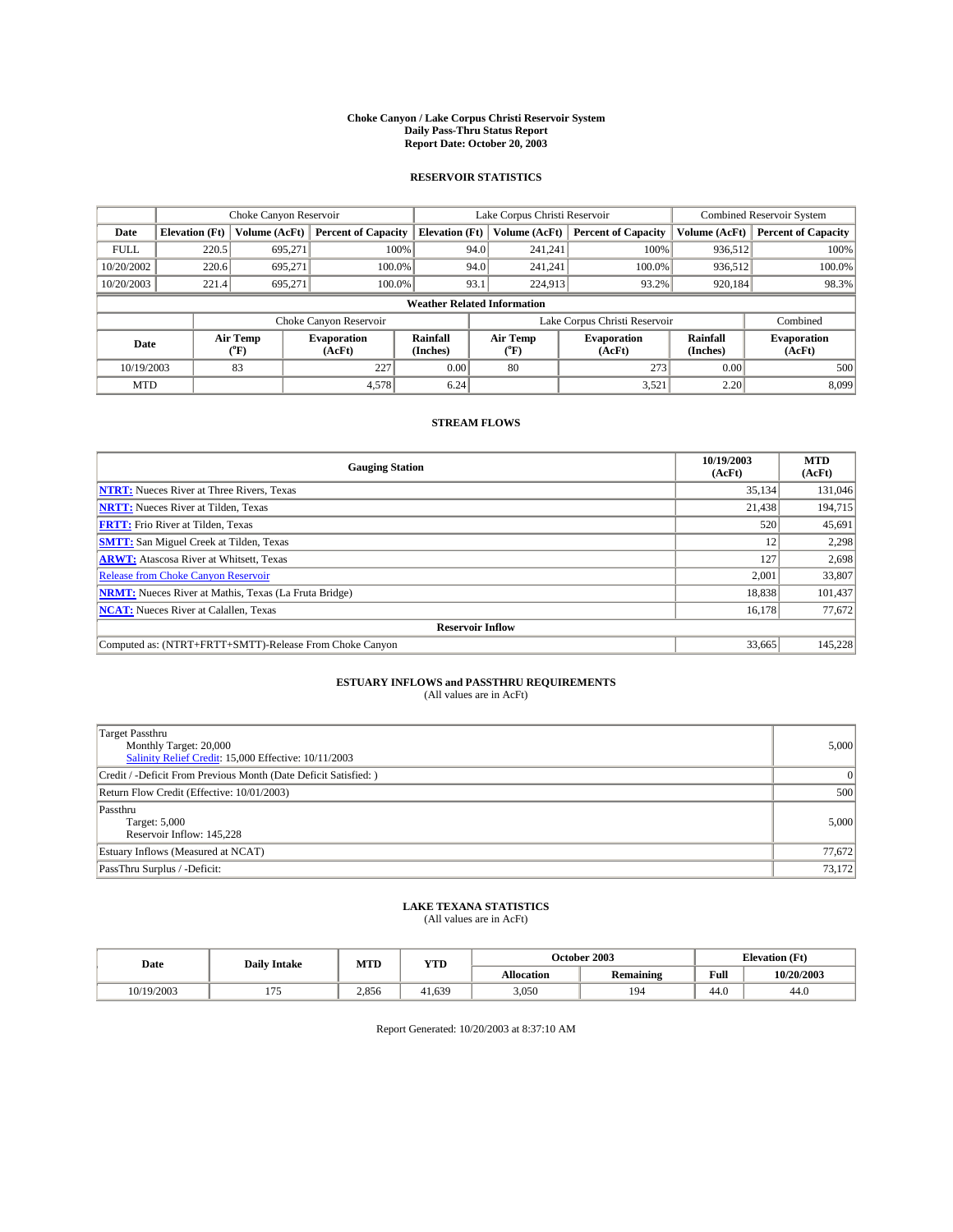# Choke Canyon / Lake Corpus Christi Reservoir System
## Daily Pass-Thru Status Report
## Report Date: October 20, 2003

### RESERVOIR STATISTICS

| | Choke Canyon Reservoir | | | Lake Corpus Christi Reservoir | | | Combined Reservoir System | |
|---|---|---|---|---|---|---|---|---|
| Date | Elevation (Ft) | Volume (AcFt) | Percent of Capacity | Elevation (Ft) | Volume (AcFt) | Percent of Capacity | Volume (AcFt) | Percent of Capacity |
| FULL | 220.5 | 695,271 | 100% | 94.0 | 241,241 | 100% | 936,512 | 100% |
| 10/20/2002 | 220.6 | 695,271 | 100.0% | 94.0 | 241,241 | 100.0% | 936,512 | 100.0% |
| 10/20/2003 | 221.4 | 695,271 | 100.0% | 93.1 | 224,913 | 93.2% | 920,184 | 98.3% |

**Weather Related Information**

| | Choke Canyon Reservoir | | | Lake Corpus Christi Reservoir | | | Combined |
|---|---|---|---|---|---|---|---|
| Date | Air Temp (°F) | Evaporation (AcFt) | Rainfall (Inches) | Air Temp (°F) | Evaporation (AcFt) | Rainfall (Inches) | Evaporation (AcFt) |
| 10/19/2003 | 83 | 227 | 0.00 | 80 | 273 | 0.00 | 500 |
| MTD | | 4,578 | 6.24 | | 3,521 | 2.20 | 8,099 |

### STREAM FLOWS

| Gauging Station | 10/19/2003 (AcFt) | MTD (AcFt) |
|---|---|---|
| NTRT: Nueces River at Three Rivers, Texas | 35,134 | 131,046 |
| NRTT: Nueces River at Tilden, Texas | 21,438 | 194,715 |
| FRTT: Frio River at Tilden, Texas | 520 | 45,691 |
| SMTT: San Miguel Creek at Tilden, Texas | 12 | 2,298 |
| ARWT: Atascosa River at Whitsett, Texas | 127 | 2,698 |
| Release from Choke Canyon Reservoir | 2,001 | 33,807 |
| NRMT: Nueces River at Mathis, Texas (La Fruta Bridge) | 18,838 | 101,437 |
| NCAT: Nueces River at Calallen, Texas | 16,178 | 77,672 |
| **Reservoir Inflow** | | |
| Computed as: (NTRT+FRTT+SMTT)-Release From Choke Canyon | 33,665 | 145,228 |

### ESTUARY INFLOWS and PASSTHRU REQUIREMENTS
(All values are in AcFt)

| | |
|---|---|
| Target Passthru<br>Monthly Target: 20,000<br>Salinity Relief Credit: 15,000 Effective: 10/11/2003 | 5,000 |
| Credit / -Deficit From Previous Month (Date Deficit Satisfied: ) | 0 |
| Return Flow Credit (Effective: 10/01/2003) | 500 |
| Passthru<br>Target: 5,000<br>Reservoir Inflow: 145,228 | 5,000 |
| Estuary Inflows (Measured at NCAT) | 77,672 |
| PassThru Surplus / -Deficit: | 73,172 |

### LAKE TEXANA STATISTICS
(All values are in AcFt)

| Date | Daily Intake | MTD | YTD | October 2003 | | Elevation (Ft) | |
|---|---|---|---|---|---|---|---|
| | | | | Allocation | Remaining | Full | 10/20/2003 |
| 10/19/2003 | 175 | 2,856 | 41,639 | 3,050 | 194 | 44.0 | 44.0 |

Report Generated: 10/20/2003 at 8:37:10 AM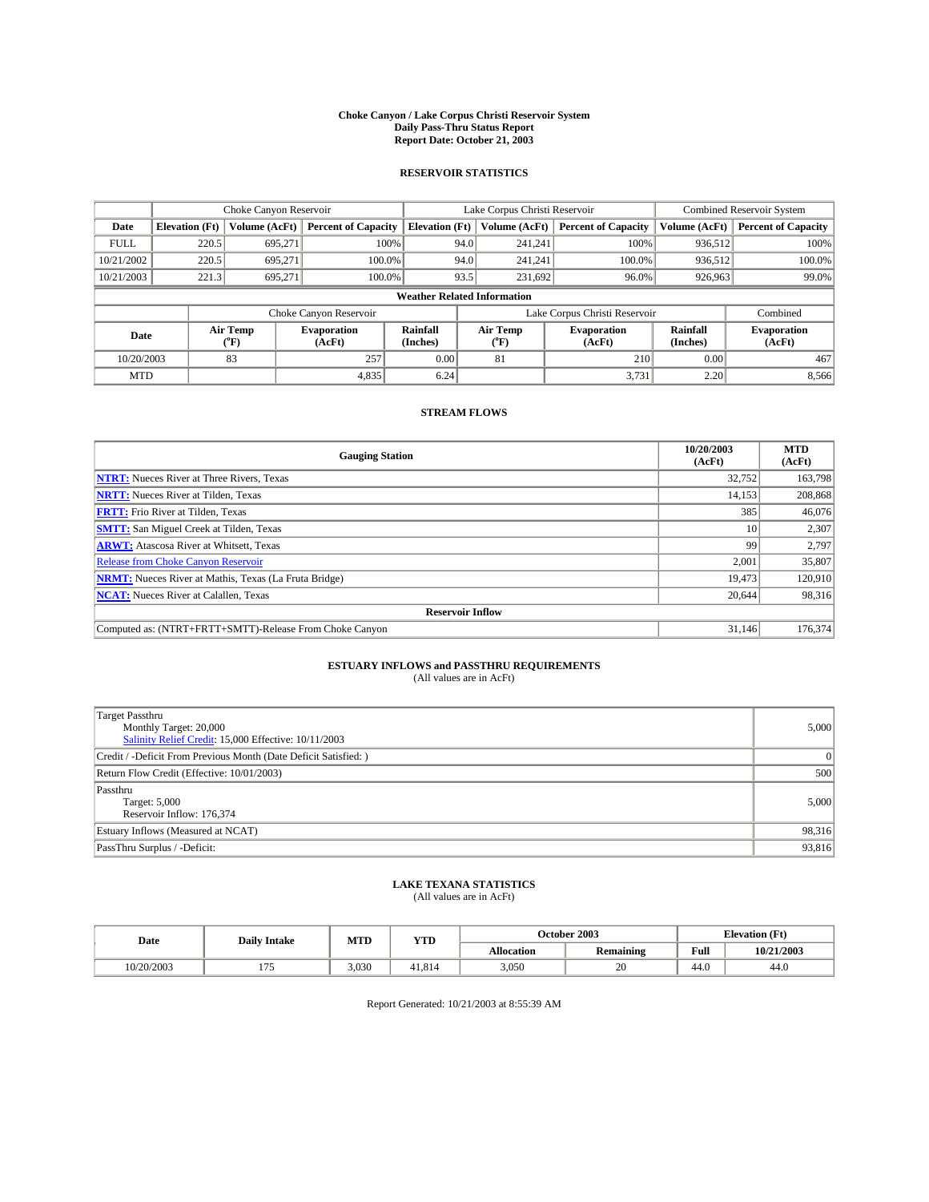# Choke Canyon / Lake Corpus Christi Reservoir System
# Daily Pass-Thru Status Report
# Report Date: October 21, 2003

## RESERVOIR STATISTICS

| | Choke Canyon Reservoir | | | Lake Corpus Christi Reservoir | | | Combined Reservoir System | |
|---|---|---|---|---|---|---|---|---|
| Date | Elevation (Ft) | Volume (AcFt) | Percent of Capacity | Elevation (Ft) | Volume (AcFt) | Percent of Capacity | Volume (AcFt) | Percent of Capacity |
| FULL | 220.5 | 695,271 | 100% | 94.0 | 241,241 | 100% | 936,512 | 100% |
| 10/21/2002 | 220.5 | 695,271 | 100.0% | 94.0 | 241,241 | 100.0% | 936,512 | 100.0% |
| 10/21/2003 | 221.3 | 695,271 | 100.0% | 93.5 | 231,692 | 96.0% | 926,963 | 99.0% |

**Weather Related Information**

| | Choke Canyon Reservoir | | | Lake Corpus Christi Reservoir | | | Combined |
|---|---|---|---|---|---|---|---|
| Date | Air Temp (°F) | Evaporation (AcFt) | Rainfall (Inches) | Air Temp (°F) | Evaporation (AcFt) | Rainfall (Inches) | Evaporation (AcFt) |
| 10/20/2003 | 83 | 257 | 0.00 | 81 | 210 | 0.00 | 467 |
| MTD | | 4,835 | 6.24 | | 3,731 | 2.20 | 8,566 |

## STREAM FLOWS

| Gauging Station | 10/20/2003 (AcFt) | MTD (AcFt) |
|---|---|---|
| NTRT: Nueces River at Three Rivers, Texas | 32,752 | 163,798 |
| NRTT: Nueces River at Tilden, Texas | 14,153 | 208,868 |
| FRTT: Frio River at Tilden, Texas | 385 | 46,076 |
| SMTT: San Miguel Creek at Tilden, Texas | 10 | 2,307 |
| ARWT: Atascosa River at Whitsett, Texas | 99 | 2,797 |
| Release from Choke Canyon Reservoir | 2,001 | 35,807 |
| NRMT: Nueces River at Mathis, Texas (La Fruta Bridge) | 19,473 | 120,910 |
| NCAT: Nueces River at Calallen, Texas | 20,644 | 98,316 |
| **Reservoir Inflow** | | |
| Computed as: (NTRT+FRTT+SMTT)-Release From Choke Canyon | 31,146 | 176,374 |

## ESTUARY INFLOWS and PASSTHRU REQUIREMENTS
(All values are in AcFt)

| | |
|---|---|
| Target Passthru<br>Monthly Target: 20,000<br>Salinity Relief Credit: 15,000 Effective: 10/11/2003 | 5,000 |
| Credit / -Deficit From Previous Month (Date Deficit Satisfied: ) | 0 |
| Return Flow Credit (Effective: 10/01/2003) | 500 |
| Passthru<br>Target: 5,000<br>Reservoir Inflow: 176,374 | 5,000 |
| Estuary Inflows (Measured at NCAT) | 98,316 |
| PassThru Surplus / -Deficit: | 93,816 |

## LAKE TEXANA STATISTICS
(All values are in AcFt)

| Date | Daily Intake | MTD | YTD | October 2003 | | Elevation (Ft) | |
|---|---|---|---|---|---|---|---|
| | | | | Allocation | Remaining | Full | 10/21/2003 |
| 10/20/2003 | 175 | 3,030 | 41,814 | 3,050 | 20 | 44.0 | 44.0 |

Report Generated: 10/21/2003 at 8:55:39 AM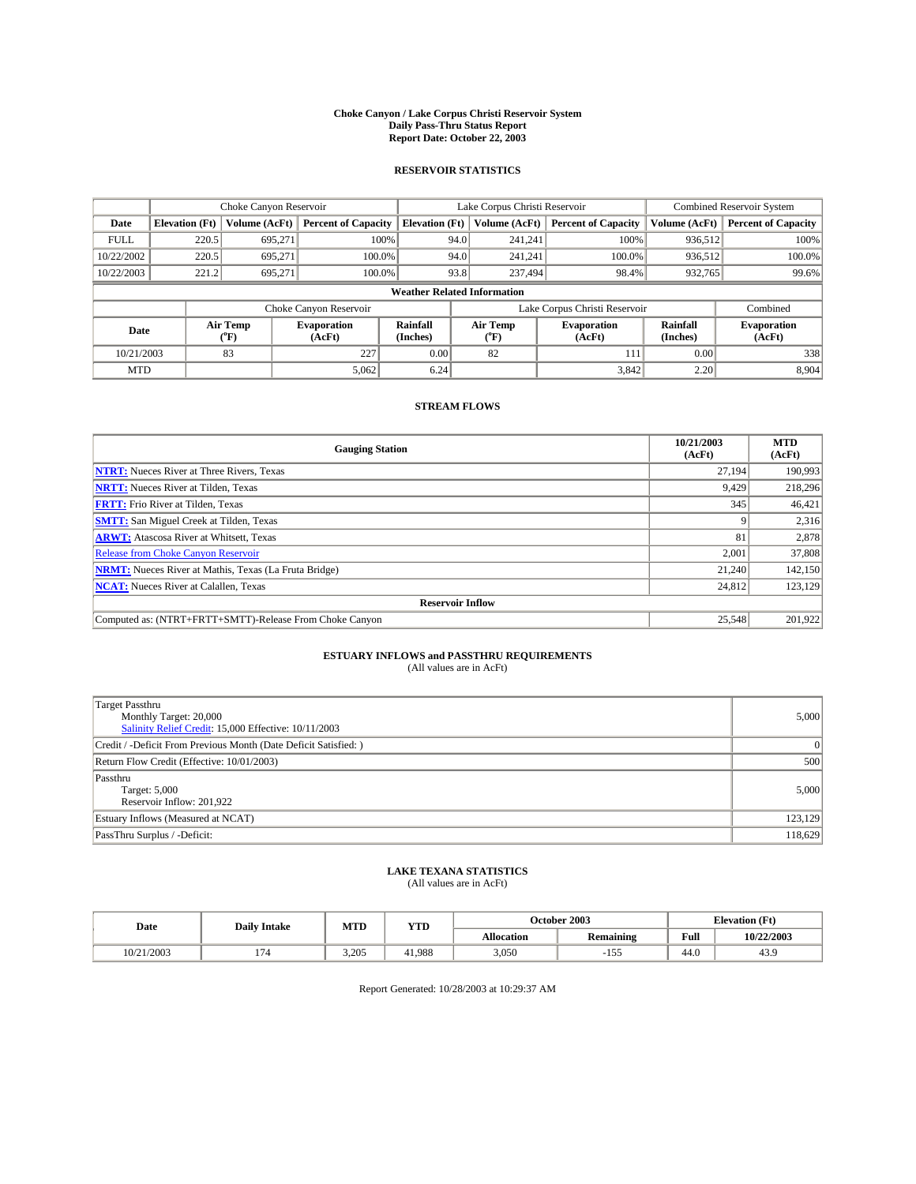# Choke Canyon / Lake Corpus Christi Reservoir System
## Daily Pass-Thru Status Report
## Report Date: October 22, 2003

### RESERVOIR STATISTICS

| | Choke Canyon Reservoir | | | Lake Corpus Christi Reservoir | | | Combined Reservoir System | |
|---|---|---|---|---|---|---|---|---|
| Date | Elevation (Ft) | Volume (AcFt) | Percent of Capacity | Elevation (Ft) | Volume (AcFt) | Percent of Capacity | Volume (AcFt) | Percent of Capacity |
| FULL | 220.5 | 695,271 | 100% | 94.0 | 241,241 | 100% | 936,512 | 100% |
| 10/22/2002 | 220.5 | 695,271 | 100.0% | 94.0 | 241,241 | 100.0% | 936,512 | 100.0% |
| 10/22/2003 | 221.2 | 695,271 | 100.0% | 93.8 | 237,494 | 98.4% | 932,765 | 99.6% |

**Weather Related Information**

| | Choke Canyon Reservoir | | | Lake Corpus Christi Reservoir | | | Combined |
|---|---|---|---|---|---|---|---|
| Date | Air Temp (°F) | Evaporation (AcFt) | Rainfall (Inches) | Air Temp (°F) | Evaporation (AcFt) | Rainfall (Inches) | Evaporation (AcFt) |
| 10/21/2003 | 83 | 227 | 0.00 | 82 | 111 | 0.00 | 338 |
| MTD | | 5,062 | 6.24 | | 3,842 | 2.20 | 8,904 |

### STREAM FLOWS

| Gauging Station | 10/21/2003 (AcFt) | MTD (AcFt) |
|---|---|---|
| NTRT: Nueces River at Three Rivers, Texas | 27,194 | 190,993 |
| NRTT: Nueces River at Tilden, Texas | 9,429 | 218,296 |
| FRTT: Frio River at Tilden, Texas | 345 | 46,421 |
| SMTT: San Miguel Creek at Tilden, Texas | 9 | 2,316 |
| ARWT: Atascosa River at Whitsett, Texas | 81 | 2,878 |
| Release from Choke Canyon Reservoir | 2,001 | 37,808 |
| NRMT: Nueces River at Mathis, Texas (La Fruta Bridge) | 21,240 | 142,150 |
| NCAT: Nueces River at Calallen, Texas | 24,812 | 123,129 |
| **Reservoir Inflow** | | |
| Computed as: (NTRT+FRTT+SMTT)-Release From Choke Canyon | 25,548 | 201,922 |

### ESTUARY INFLOWS and PASSTHRU REQUIREMENTS
(All values are in AcFt)

| | |
|---|---|
| Target Passthru<br>Monthly Target: 20,000<br>Salinity Relief Credit: 15,000 Effective: 10/11/2003 | 5,000 |
| Credit / -Deficit From Previous Month (Date Deficit Satisfied: ) | 0 |
| Return Flow Credit (Effective: 10/01/2003) | 500 |
| Passthru<br>Target: 5,000<br>Reservoir Inflow: 201,922 | 5,000 |
| Estuary Inflows (Measured at NCAT) | 123,129 |
| PassThru Surplus / -Deficit: | 118,629 |

### LAKE TEXANA STATISTICS
(All values are in AcFt)

| Date | Daily Intake | MTD | YTD | October 2003 | | Elevation (Ft) | |
|---|---|---|---|---|---|---|---|
| | | | | Allocation | Remaining | Full | 10/22/2003 |
| 10/21/2003 | 174 | 3,205 | 41,988 | 3,050 | -155 | 44.0 | 43.9 |

Report Generated: 10/28/2003 at 10:29:37 AM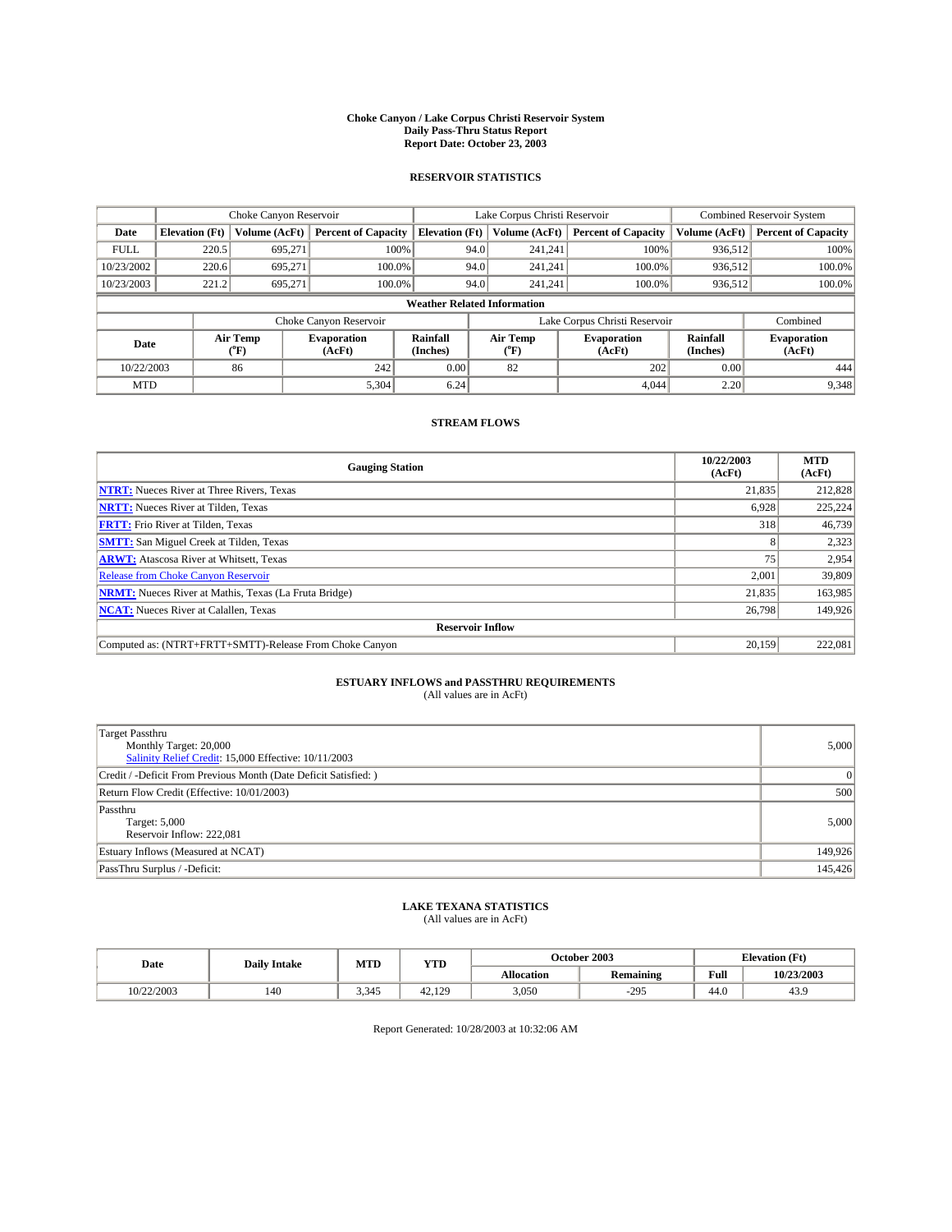# Choke Canyon / Lake Corpus Christi Reservoir System
## Daily Pass-Thru Status Report
### Report Date: October 23, 2003

## RESERVOIR STATISTICS

| | Choke Canyon Reservoir | | | Lake Corpus Christi Reservoir | | | Combined Reservoir System | |
|---|---|---|---|---|---|---|---|---|
| Date | Elevation (Ft) | Volume (AcFt) | Percent of Capacity | Elevation (Ft) | Volume (AcFt) | Percent of Capacity | Volume (AcFt) | Percent of Capacity |
| FULL | 220.5 | 695,271 | 100% | 94.0 | 241,241 | 100% | 936,512 | 100% |
| 10/23/2002 | 220.6 | 695,271 | 100.0% | 94.0 | 241,241 | 100.0% | 936,512 | 100.0% |
| 10/23/2003 | 221.2 | 695,271 | 100.0% | 94.0 | 241,241 | 100.0% | 936,512 | 100.0% |

**Weather Related Information**

| | Choke Canyon Reservoir | | | Lake Corpus Christi Reservoir | | | Combined |
|---|---|---|---|---|---|---|---|
| Date | Air Temp (°F) | Evaporation (AcFt) | Rainfall (Inches) | Air Temp (°F) | Evaporation (AcFt) | Rainfall (Inches) | Evaporation (AcFt) |
| 10/22/2003 | 86 | 242 | 0.00 | 82 | 202 | 0.00 | 444 |
| MTD | | 5,304 | 6.24 | | 4,044 | 2.20 | 9,348 |

## STREAM FLOWS

| Gauging Station | 10/22/2003 (AcFt) | MTD (AcFt) |
|---|---|---|
| **NTRT:** Nueces River at Three Rivers, Texas | 21,835 | 212,828 |
| **NRTT:** Nueces River at Tilden, Texas | 6,928 | 225,224 |
| **FRTT:** Frio River at Tilden, Texas | 318 | 46,739 |
| **SMTT:** San Miguel Creek at Tilden, Texas | 8 | 2,323 |
| **ARWT:** Atascosa River at Whitsett, Texas | 75 | 2,954 |
| Release from Choke Canyon Reservoir | 2,001 | 39,809 |
| **NRMT:** Nueces River at Mathis, Texas (La Fruta Bridge) | 21,835 | 163,985 |
| **NCAT:** Nueces River at Calallen, Texas | 26,798 | 149,926 |
| **Reservoir Inflow** | | |
| Computed as: (NTRT+FRTT+SMTT)-Release From Choke Canyon | 20,159 | 222,081 |

## ESTUARY INFLOWS and PASSTHRU REQUIREMENTS
(All values are in AcFt)

| | |
|---|---|
| Target Passthru<br>Monthly Target: 20,000<br>Salinity Relief Credit: 15,000 Effective: 10/11/2003 | 5,000 |
| Credit / -Deficit From Previous Month (Date Deficit Satisfied: ) | 0 |
| Return Flow Credit (Effective: 10/01/2003) | 500 |
| Passthru<br>Target: 5,000<br>Reservoir Inflow: 222,081 | 5,000 |
| Estuary Inflows (Measured at NCAT) | 149,926 |
| PassThru Surplus / -Deficit: | 145,426 |

## LAKE TEXANA STATISTICS
(All values are in AcFt)

| Date | Daily Intake | MTD | YTD | October 2003 | | Elevation (Ft) | |
|---|---|---|---|---|---|---|---|
| | | | | Allocation | Remaining | Full | 10/23/2003 |
| 10/22/2003 | 140 | 3,345 | 42,129 | 3,050 | -295 | 44.0 | 43.9 |

Report Generated: 10/28/2003 at 10:32:06 AM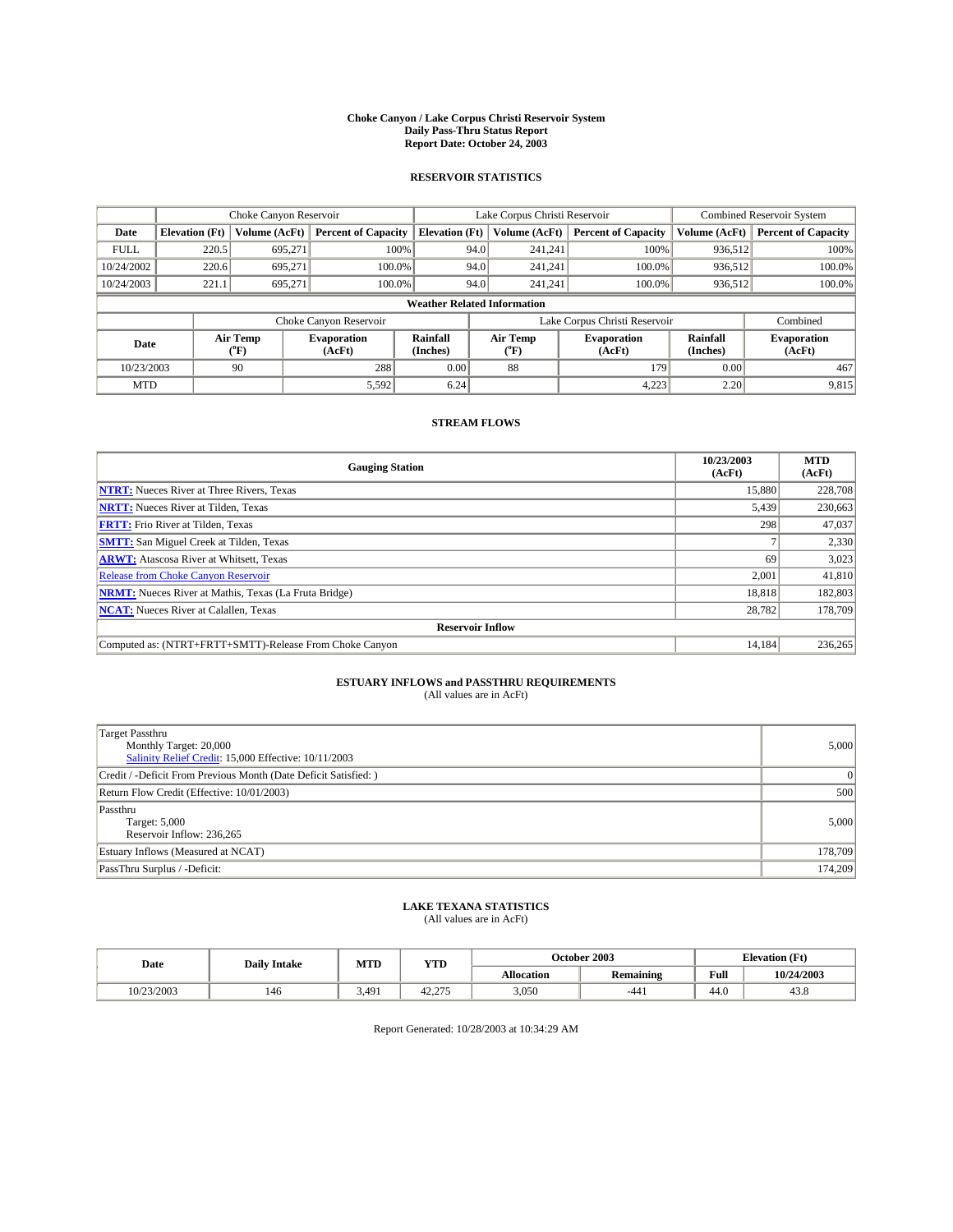**Choke Canyon / Lake Corpus Christi Reservoir System**
**Daily Pass-Thru Status Report**
**Report Date: October 24, 2003**

## RESERVOIR STATISTICS

| | Choke Canyon Reservoir | | | Lake Corpus Christi Reservoir | | | Combined Reservoir System | |
|---|---|---|---|---|---|---|---|---|
| **Date** | **Elevation (Ft)** | **Volume (AcFt)** | **Percent of Capacity** | **Elevation (Ft)** | **Volume (AcFt)** | **Percent of Capacity** | **Volume (AcFt)** | **Percent of Capacity** |
| FULL | 220.5 | 695,271 | 100% | 94.0 | 241,241 | 100% | 936,512 | 100% |
| 10/24/2002 | 220.6 | 695,271 | 100.0% | 94.0 | 241,241 | 100.0% | 936,512 | 100.0% |
| 10/24/2003 | 221.1 | 695,271 | 100.0% | 94.0 | 241,241 | 100.0% | 936,512 | 100.0% |

**Weather Related Information**

| | Choke Canyon Reservoir | | | Lake Corpus Christi Reservoir | | | Combined |
|---|---|---|---|---|---|---|---|
| **Date** | **Air Temp (°F)** | **Evaporation (AcFt)** | **Rainfall (Inches)** | **Air Temp (°F)** | **Evaporation (AcFt)** | **Rainfall (Inches)** | **Evaporation (AcFt)** |
| 10/23/2003 | 90 | 288 | 0.00 | 88 | 179 | 0.00 | 467 |
| MTD | | 5,592 | 6.24 | | 4,223 | 2.20 | 9,815 |

## STREAM FLOWS

| Gauging Station | 10/23/2003 (AcFt) | MTD (AcFt) |
|---|---|---|
| **NTRT:** Nueces River at Three Rivers, Texas | 15,880 | 228,708 |
| **NRTT:** Nueces River at Tilden, Texas | 5,439 | 230,663 |
| **FRTT:** Frio River at Tilden, Texas | 298 | 47,037 |
| **SMTT:** San Miguel Creek at Tilden, Texas | 7 | 2,330 |
| **ARWT:** Atascosa River at Whitsett, Texas | 69 | 3,023 |
| Release from Choke Canyon Reservoir | 2,001 | 41,810 |
| **NRMT:** Nueces River at Mathis, Texas (La Fruta Bridge) | 18,818 | 182,803 |
| **NCAT:** Nueces River at Calallen, Texas | 28,782 | 178,709 |
| **Reservoir Inflow** | | |
| Computed as: (NTRT+FRTT+SMTT)-Release From Choke Canyon | 14,184 | 236,265 |

## ESTUARY INFLOWS and PASSTHRU REQUIREMENTS

(All values are in AcFt)

| | |
|---|---|
| Target Passthru<br>Monthly Target: 20,000<br>Salinity Relief Credit: 15,000 Effective: 10/11/2003 | 5,000 |
| Credit / -Deficit From Previous Month (Date Deficit Satisfied: ) | 0 |
| Return Flow Credit (Effective: 10/01/2003) | 500 |
| Passthru<br>Target: 5,000<br>Reservoir Inflow: 236,265 | 5,000 |
| Estuary Inflows (Measured at NCAT) | 178,709 |
| PassThru Surplus / -Deficit: | 174,209 |

## LAKE TEXANA STATISTICS

(All values are in AcFt)

| Date | Daily Intake | MTD | YTD | October 2003 | | Elevation (Ft) | |
|---|---|---|---|---|---|---|---|
| | | | | **Allocation** | **Remaining** | **Full** | **10/24/2003** |
| 10/23/2003 | 146 | 3,491 | 42,275 | 3,050 | -441 | 44.0 | 43.8 |

Report Generated: 10/28/2003 at 10:34:29 AM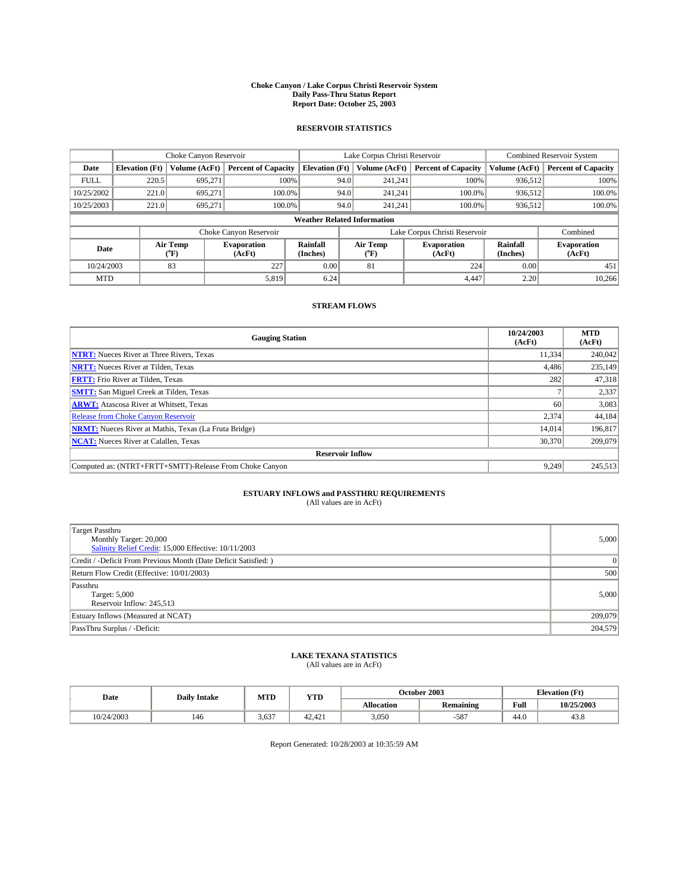# Choke Canyon / Lake Corpus Christi Reservoir System
## Daily Pass-Thru Status Report
## Report Date: October 25, 2003

### RESERVOIR STATISTICS

| | Choke Canyon Reservoir | | | Lake Corpus Christi Reservoir | | | Combined Reservoir System | |
|---|---|---|---|---|---|---|---|---|
| Date | Elevation (Ft) | Volume (AcFt) | Percent of Capacity | Elevation (Ft) | Volume (AcFt) | Percent of Capacity | Volume (AcFt) | Percent of Capacity |
| FULL | 220.5 | 695,271 | 100% | 94.0 | 241,241 | 100% | 936,512 | 100% |
| 10/25/2002 | 221.0 | 695,271 | 100.0% | 94.0 | 241,241 | 100.0% | 936,512 | 100.0% |
| 10/25/2003 | 221.0 | 695,271 | 100.0% | 94.0 | 241,241 | 100.0% | 936,512 | 100.0% |

**Weather Related Information**

| | Choke Canyon Reservoir | | | Lake Corpus Christi Reservoir | | | Combined |
|---|---|---|---|---|---|---|---|
| Date | Air Temp (°F) | Evaporation (AcFt) | Rainfall (Inches) | Air Temp (°F) | Evaporation (AcFt) | Rainfall (Inches) | Evaporation (AcFt) |
| 10/24/2003 | 83 | 227 | 0.00 | 81 | 224 | 0.00 | 451 |
| MTD | | 5,819 | 6.24 | | 4,447 | 2.20 | 10,266 |

### STREAM FLOWS

| Gauging Station | 10/24/2003 (AcFt) | MTD (AcFt) |
|---|---|---|
| NTRT: Nueces River at Three Rivers, Texas | 11,334 | 240,042 |
| NRTT: Nueces River at Tilden, Texas | 4,486 | 235,149 |
| FRTT: Frio River at Tilden, Texas | 282 | 47,318 |
| SMTT: San Miguel Creek at Tilden, Texas | 7 | 2,337 |
| ARWT: Atascosa River at Whitsett, Texas | 60 | 3,083 |
| Release from Choke Canyon Reservoir | 2,374 | 44,184 |
| NRMT: Nueces River at Mathis, Texas (La Fruta Bridge) | 14,014 | 196,817 |
| NCAT: Nueces River at Calallen, Texas | 30,370 | 209,079 |
| **Reservoir Inflow** | | |
| Computed as: (NTRT+FRTT+SMTT)-Release From Choke Canyon | 9,249 | 245,513 |

### ESTUARY INFLOWS and PASSTHRU REQUIREMENTS
(All values are in AcFt)

| | |
|---|---|
| Target Passthru<br>Monthly Target: 20,000<br>Salinity Relief Credit: 15,000 Effective: 10/11/2003 | 5,000 |
| Credit / -Deficit From Previous Month (Date Deficit Satisfied: ) | 0 |
| Return Flow Credit (Effective: 10/01/2003) | 500 |
| Passthru<br>Target: 5,000<br>Reservoir Inflow: 245,513 | 5,000 |
| Estuary Inflows (Measured at NCAT) | 209,079 |
| PassThru Surplus / -Deficit: | 204,579 |

### LAKE TEXANA STATISTICS
(All values are in AcFt)

| Date | Daily Intake | MTD | YTD | October 2003 | | Elevation (Ft) | |
|---|---|---|---|---|---|---|---|
| | | | | Allocation | Remaining | Full | 10/25/2003 |
| 10/24/2003 | 146 | 3,637 | 42,421 | 3,050 | -587 | 44.0 | 43.8 |

Report Generated: 10/28/2003 at 10:35:59 AM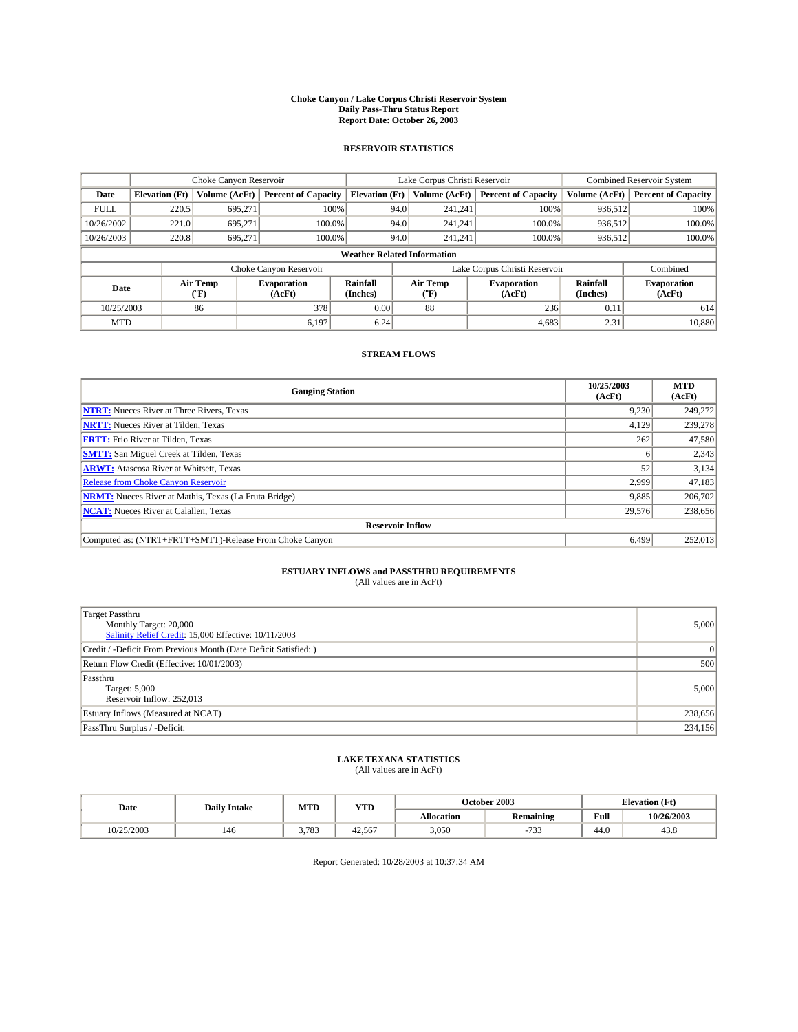# Choke Canyon / Lake Corpus Christi Reservoir System
## Daily Pass-Thru Status Report
## Report Date: October 26, 2003

### RESERVOIR STATISTICS

| | Choke Canyon Reservoir | | | Lake Corpus Christi Reservoir | | | Combined Reservoir System | |
|---|---|---|---|---|---|---|---|---|
| Date | Elevation (Ft) | Volume (AcFt) | Percent of Capacity | Elevation (Ft) | Volume (AcFt) | Percent of Capacity | Volume (AcFt) | Percent of Capacity |
| FULL | 220.5 | 695,271 | 100% | 94.0 | 241,241 | 100% | 936,512 | 100% |
| 10/26/2002 | 221.0 | 695,271 | 100.0% | 94.0 | 241,241 | 100.0% | 936,512 | 100.0% |
| 10/26/2003 | 220.8 | 695,271 | 100.0% | 94.0 | 241,241 | 100.0% | 936,512 | 100.0% |

**Weather Related Information**

| | Choke Canyon Reservoir | | | Lake Corpus Christi Reservoir | | | Combined |
|---|---|---|---|---|---|---|---|
| Date | Air Temp (°F) | Evaporation (AcFt) | Rainfall (Inches) | Air Temp (°F) | Evaporation (AcFt) | Rainfall (Inches) | Evaporation (AcFt) |
| 10/25/2003 | 86 | 378 | 0.00 | 88 | 236 | 0.11 | 614 |
| MTD | | 6,197 | 6.24 | | 4,683 | 2.31 | 10,880 |

### STREAM FLOWS

| Gauging Station | 10/25/2003 (AcFt) | MTD (AcFt) |
|---|---|---|
| **NTRT:** Nueces River at Three Rivers, Texas | 9,230 | 249,272 |
| **NRTT:** Nueces River at Tilden, Texas | 4,129 | 239,278 |
| **FRTT:** Frio River at Tilden, Texas | 262 | 47,580 |
| **SMTT:** San Miguel Creek at Tilden, Texas | 6 | 2,343 |
| **ARWT:** Atascosa River at Whitsett, Texas | 52 | 3,134 |
| Release from Choke Canyon Reservoir | 2,999 | 47,183 |
| **NRMT:** Nueces River at Mathis, Texas (La Fruta Bridge) | 9,885 | 206,702 |
| **NCAT:** Nueces River at Calallen, Texas | 29,576 | 238,656 |
| **Reservoir Inflow** | | |
| Computed as: (NTRT+FRTT+SMTT)-Release From Choke Canyon | 6,499 | 252,013 |

### ESTUARY INFLOWS and PASSTHRU REQUIREMENTS
(All values are in AcFt)

| | |
|---|---|
| Target Passthru<br>Monthly Target: 20,000<br>Salinity Relief Credit: 15,000 Effective: 10/11/2003 | 5,000 |
| Credit / -Deficit From Previous Month (Date Deficit Satisfied: ) | 0 |
| Return Flow Credit (Effective: 10/01/2003) | 500 |
| Passthru<br>Target: 5,000<br>Reservoir Inflow: 252,013 | 5,000 |
| Estuary Inflows (Measured at NCAT) | 238,656 |
| PassThru Surplus / -Deficit: | 234,156 |

### LAKE TEXANA STATISTICS
(All values are in AcFt)

| Date | Daily Intake | MTD | YTD | October 2003 | | Elevation (Ft) | |
|---|---|---|---|---|---|---|---|
| | | | | Allocation | Remaining | Full | 10/26/2003 |
| 10/25/2003 | 146 | 3,783 | 42,567 | 3,050 | -733 | 44.0 | 43.8 |

Report Generated: 10/28/2003 at 10:37:34 AM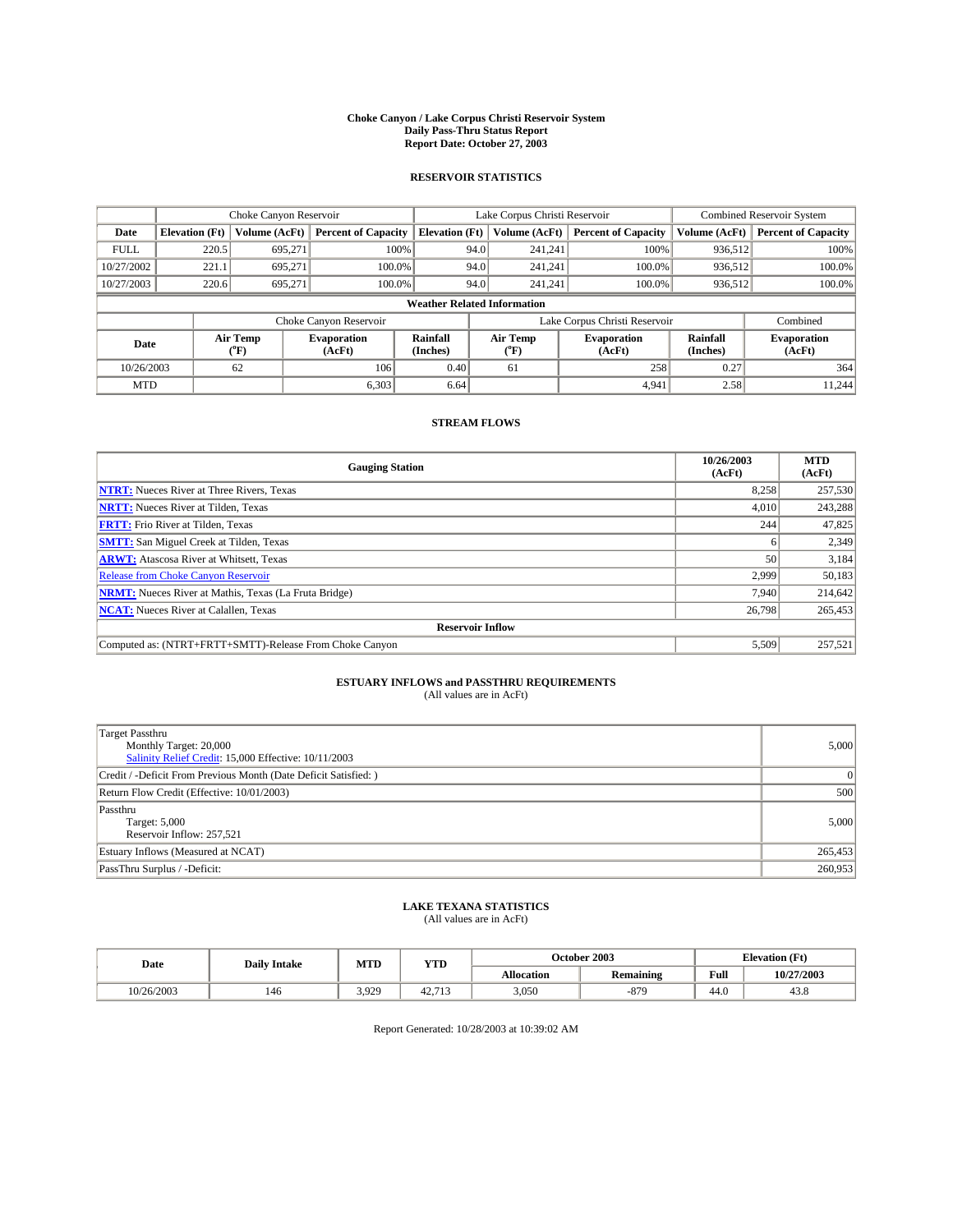# Choke Canyon / Lake Corpus Christi Reservoir System
## Daily Pass-Thru Status Report
## Report Date: October 27, 2003

### RESERVOIR STATISTICS

| | Choke Canyon Reservoir | | | Lake Corpus Christi Reservoir | | | Combined Reservoir System | |
|---|---|---|---|---|---|---|---|---|
| Date | Elevation (Ft) | Volume (AcFt) | Percent of Capacity | Elevation (Ft) | Volume (AcFt) | Percent of Capacity | Volume (AcFt) | Percent of Capacity |
| FULL | 220.5 | 695,271 | 100% | 94.0 | 241,241 | 100% | 936,512 | 100% |
| 10/27/2002 | 221.1 | 695,271 | 100.0% | 94.0 | 241,241 | 100.0% | 936,512 | 100.0% |
| 10/27/2003 | 220.6 | 695,271 | 100.0% | 94.0 | 241,241 | 100.0% | 936,512 | 100.0% |

**Weather Related Information**

| | Choke Canyon Reservoir | | | Lake Corpus Christi Reservoir | | | Combined |
|---|---|---|---|---|---|---|---|
| Date | Air Temp (°F) | Evaporation (AcFt) | Rainfall (Inches) | Air Temp (°F) | Evaporation (AcFt) | Rainfall (Inches) | Evaporation (AcFt) |
| 10/26/2003 | 62 | 106 | 0.40 | 61 | 258 | 0.27 | 364 |
| MTD | | 6,303 | 6.64 | | 4,941 | 2.58 | 11,244 |

### STREAM FLOWS

| Gauging Station | 10/26/2003 (AcFt) | MTD (AcFt) |
|---|---|---|
| **NTRT:** Nueces River at Three Rivers, Texas | 8,258 | 257,530 |
| **NRTT:** Nueces River at Tilden, Texas | 4,010 | 243,288 |
| **FRTT:** Frio River at Tilden, Texas | 244 | 47,825 |
| **SMTT:** San Miguel Creek at Tilden, Texas | 6 | 2,349 |
| **ARWT:** Atascosa River at Whitsett, Texas | 50 | 3,184 |
| Release from Choke Canyon Reservoir | 2,999 | 50,183 |
| **NRMT:** Nueces River at Mathis, Texas (La Fruta Bridge) | 7,940 | 214,642 |
| **NCAT:** Nueces River at Calallen, Texas | 26,798 | 265,453 |
| **Reservoir Inflow** | | |
| Computed as: (NTRT+FRTT+SMTT)-Release From Choke Canyon | 5,509 | 257,521 |

### ESTUARY INFLOWS and PASSTHRU REQUIREMENTS
(All values are in AcFt)

| | |
|---|---|
| Target Passthru<br>Monthly Target: 20,000<br>Salinity Relief Credit: 15,000 Effective: 10/11/2003 | 5,000 |
| Credit / -Deficit From Previous Month (Date Deficit Satisfied: ) | 0 |
| Return Flow Credit (Effective: 10/01/2003) | 500 |
| Passthru<br>Target: 5,000<br>Reservoir Inflow: 257,521 | 5,000 |
| Estuary Inflows (Measured at NCAT) | 265,453 |
| PassThru Surplus / -Deficit: | 260,953 |

### LAKE TEXANA STATISTICS
(All values are in AcFt)

| Date | Daily Intake | MTD | YTD | October 2003 | | Elevation (Ft) | |
|---|---|---|---|---|---|---|---|
| | | | | Allocation | Remaining | Full | 10/27/2003 |
| 10/26/2003 | 146 | 3,929 | 42,713 | 3,050 | -879 | 44.0 | 43.8 |

Report Generated: 10/28/2003 at 10:39:02 AM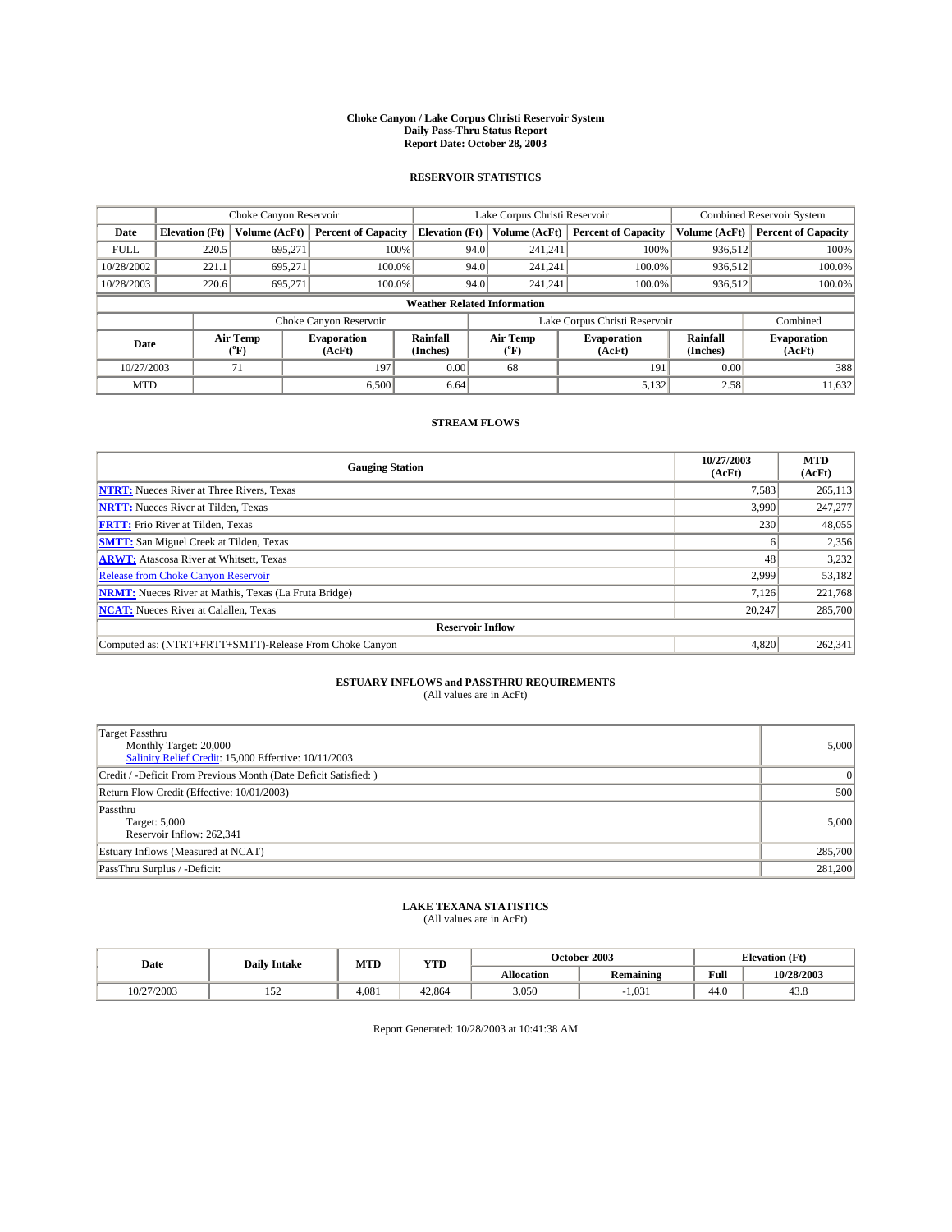**Choke Canyon / Lake Corpus Christi Reservoir System**
**Daily Pass-Thru Status Report**
**Report Date: October 28, 2003**

## RESERVOIR STATISTICS

| | Choke Canyon Reservoir | | | Lake Corpus Christi Reservoir | | | Combined Reservoir System | |
|---|---|---|---|---|---|---|---|---|
| Date | Elevation (Ft) | Volume (AcFt) | Percent of Capacity | Elevation (Ft) | Volume (AcFt) | Percent of Capacity | Volume (AcFt) | Percent of Capacity |
| FULL | 220.5 | 695,271 | 100% | 94.0 | 241,241 | 100% | 936,512 | 100% |
| 10/28/2002 | 221.1 | 695,271 | 100.0% | 94.0 | 241,241 | 100.0% | 936,512 | 100.0% |
| 10/28/2003 | 220.6 | 695,271 | 100.0% | 94.0 | 241,241 | 100.0% | 936,512 | 100.0% |

**Weather Related Information**

| | Choke Canyon Reservoir | | | Lake Corpus Christi Reservoir | | | Combined |
|---|---|---|---|---|---|---|---|
| Date | Air Temp (°F) | Evaporation (AcFt) | Rainfall (Inches) | Air Temp (°F) | Evaporation (AcFt) | Rainfall (Inches) | Evaporation (AcFt) |
| 10/27/2003 | 71 | 197 | 0.00 | 68 | 191 | 0.00 | 388 |
| MTD | | 6,500 | 6.64 | | 5,132 | 2.58 | 11,632 |

## STREAM FLOWS

| Gauging Station | 10/27/2003 (AcFt) | MTD (AcFt) |
|---|---|---|
| **NTRT:** Nueces River at Three Rivers, Texas | 7,583 | 265,113 |
| **NRTT:** Nueces River at Tilden, Texas | 3,990 | 247,277 |
| **FRTT:** Frio River at Tilden, Texas | 230 | 48,055 |
| **SMTT:** San Miguel Creek at Tilden, Texas | 6 | 2,356 |
| **ARWT:** Atascosa River at Whitsett, Texas | 48 | 3,232 |
| Release from Choke Canyon Reservoir | 2,999 | 53,182 |
| **NRMT:** Nueces River at Mathis, Texas (La Fruta Bridge) | 7,126 | 221,768 |
| **NCAT:** Nueces River at Calallen, Texas | 20,247 | 285,700 |
| **Reservoir Inflow** | | |
| Computed as: (NTRT+FRTT+SMTT)-Release From Choke Canyon | 4,820 | 262,341 |

## ESTUARY INFLOWS and PASSTHRU REQUIREMENTS
(All values are in AcFt)

| | |
|---|---|
| Target Passthru<br>Monthly Target: 20,000<br>Salinity Relief Credit: 15,000 Effective: 10/11/2003 | 5,000 |
| Credit / -Deficit From Previous Month (Date Deficit Satisfied: ) | 0 |
| Return Flow Credit (Effective: 10/01/2003) | 500 |
| Passthru<br>Target: 5,000<br>Reservoir Inflow: 262,341 | 5,000 |
| Estuary Inflows (Measured at NCAT) | 285,700 |
| PassThru Surplus / -Deficit: | 281,200 |

## LAKE TEXANA STATISTICS
(All values are in AcFt)

| Date | Daily Intake | MTD | YTD | October 2003 | | Elevation (Ft) | |
|---|---|---|---|---|---|---|---|
| | | | | Allocation | Remaining | Full | 10/28/2003 |
| 10/27/2003 | 152 | 4,081 | 42,864 | 3,050 | -1,031 | 44.0 | 43.8 |

Report Generated: 10/28/2003 at 10:41:38 AM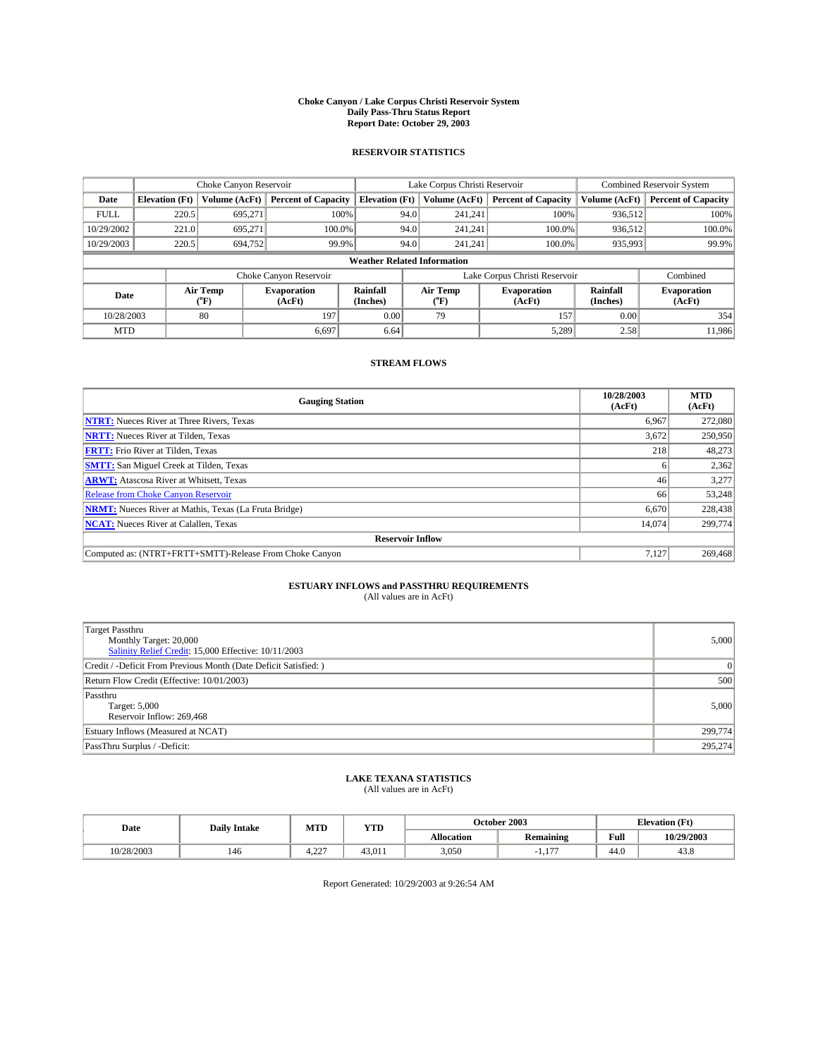# Choke Canyon / Lake Corpus Christi Reservoir System
## Daily Pass-Thru Status Report
## Report Date: October 29, 2003

### RESERVOIR STATISTICS

| | Choke Canyon Reservoir | | | Lake Corpus Christi Reservoir | | | Combined Reservoir System | |
|---|---|---|---|---|---|---|---|---|
| Date | Elevation (Ft) | Volume (AcFt) | Percent of Capacity | Elevation (Ft) | Volume (AcFt) | Percent of Capacity | Volume (AcFt) | Percent of Capacity |
| FULL | 220.5 | 695,271 | 100% | 94.0 | 241,241 | 100% | 936,512 | 100% |
| 10/29/2002 | 221.0 | 695,271 | 100.0% | 94.0 | 241,241 | 100.0% | 936,512 | 100.0% |
| 10/29/2003 | 220.5 | 694,752 | 99.9% | 94.0 | 241,241 | 100.0% | 935,993 | 99.9% |

**Weather Related Information**

| | Choke Canyon Reservoir | | | Lake Corpus Christi Reservoir | | | Combined |
|---|---|---|---|---|---|---|---|
| Date | Air Temp (°F) | Evaporation (AcFt) | Rainfall (Inches) | Air Temp (°F) | Evaporation (AcFt) | Rainfall (Inches) | Evaporation (AcFt) |
| 10/28/2003 | 80 | 197 | 0.00 | 79 | 157 | 0.00 | 354 |
| MTD | | 6,697 | 6.64 | | 5,289 | 2.58 | 11,986 |

### STREAM FLOWS

| Gauging Station | 10/28/2003 (AcFt) | MTD (AcFt) |
|---|---|---|
| NTRT: Nueces River at Three Rivers, Texas | 6,967 | 272,080 |
| NRTT: Nueces River at Tilden, Texas | 3,672 | 250,950 |
| FRTT: Frio River at Tilden, Texas | 218 | 48,273 |
| SMTT: San Miguel Creek at Tilden, Texas | 6 | 2,362 |
| ARWT: Atascosa River at Whitsett, Texas | 46 | 3,277 |
| Release from Choke Canyon Reservoir | 66 | 53,248 |
| NRMT: Nueces River at Mathis, Texas (La Fruta Bridge) | 6,670 | 228,438 |
| NCAT: Nueces River at Calallen, Texas | 14,074 | 299,774 |
| **Reservoir Inflow** | | |
| Computed as: (NTRT+FRTT+SMTT)-Release From Choke Canyon | 7,127 | 269,468 |

### ESTUARY INFLOWS and PASSTHRU REQUIREMENTS
(All values are in AcFt)

| | |
|---|---|
| Target Passthru<br>Monthly Target: 20,000<br>Salinity Relief Credit: 15,000 Effective: 10/11/2003 | 5,000 |
| Credit / -Deficit From Previous Month (Date Deficit Satisfied: ) | 0 |
| Return Flow Credit (Effective: 10/01/2003) | 500 |
| Passthru<br>Target: 5,000<br>Reservoir Inflow: 269,468 | 5,000 |
| Estuary Inflows (Measured at NCAT) | 299,774 |
| PassThru Surplus / -Deficit: | 295,274 |

### LAKE TEXANA STATISTICS
(All values are in AcFt)

| Date | Daily Intake | MTD | YTD | October 2003 | | Elevation (Ft) | |
|---|---|---|---|---|---|---|---|
| | | | | Allocation | Remaining | Full | 10/29/2003 |
| 10/28/2003 | 146 | 4,227 | 43,011 | 3,050 | -1,177 | 44.0 | 43.8 |

Report Generated: 10/29/2003 at 9:26:54 AM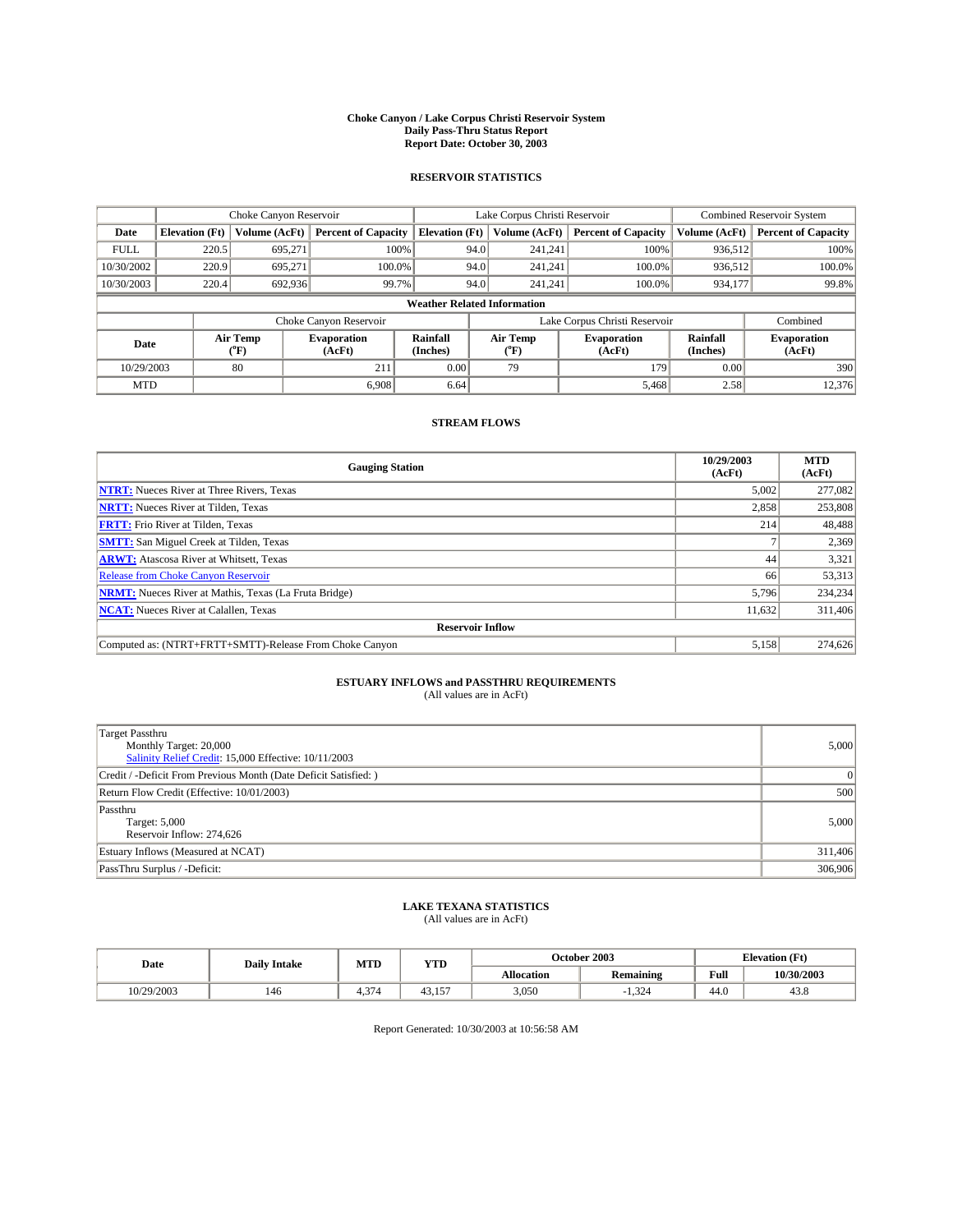# Choke Canyon / Lake Corpus Christi Reservoir System
## Daily Pass-Thru Status Report
### Report Date: October 30, 2003

## RESERVOIR STATISTICS

| | Choke Canyon Reservoir | | | Lake Corpus Christi Reservoir | | | Combined Reservoir System | |
|---|---|---|---|---|---|---|---|---|
| Date | Elevation (Ft) | Volume (AcFt) | Percent of Capacity | Elevation (Ft) | Volume (AcFt) | Percent of Capacity | Volume (AcFt) | Percent of Capacity |
| FULL | 220.5 | 695,271 | 100% | 94.0 | 241,241 | 100% | 936,512 | 100% |
| 10/30/2002 | 220.9 | 695,271 | 100.0% | 94.0 | 241,241 | 100.0% | 936,512 | 100.0% |
| 10/30/2003 | 220.4 | 692,936 | 99.7% | 94.0 | 241,241 | 100.0% | 934,177 | 99.8% |

**Weather Related Information**

| | Choke Canyon Reservoir | | | Lake Corpus Christi Reservoir | | | Combined |
|---|---|---|---|---|---|---|---|
| Date | Air Temp (°F) | Evaporation (AcFt) | Rainfall (Inches) | Air Temp (°F) | Evaporation (AcFt) | Rainfall (Inches) | Evaporation (AcFt) |
| 10/29/2003 | 80 | 211 | 0.00 | 79 | 179 | 0.00 | 390 |
| MTD | | 6,908 | 6.64 | | 5,468 | 2.58 | 12,376 |

## STREAM FLOWS

| Gauging Station | 10/29/2003 (AcFt) | MTD (AcFt) |
|---|---|---|
| **NTRT:** Nueces River at Three Rivers, Texas | 5,002 | 277,082 |
| **NRTT:** Nueces River at Tilden, Texas | 2,858 | 253,808 |
| **FRTT:** Frio River at Tilden, Texas | 214 | 48,488 |
| **SMTT:** San Miguel Creek at Tilden, Texas | 7 | 2,369 |
| **ARWT:** Atascosa River at Whitsett, Texas | 44 | 3,321 |
| Release from Choke Canyon Reservoir | 66 | 53,313 |
| **NRMT:** Nueces River at Mathis, Texas (La Fruta Bridge) | 5,796 | 234,234 |
| **NCAT:** Nueces River at Calallen, Texas | 11,632 | 311,406 |
| **Reservoir Inflow** | | |
| Computed as: (NTRT+FRTT+SMTT)-Release From Choke Canyon | 5,158 | 274,626 |

## ESTUARY INFLOWS and PASSTHRU REQUIREMENTS
(All values are in AcFt)

| | |
|---|---|
| Target Passthru<br>Monthly Target: 20,000<br>Salinity Relief Credit: 15,000 Effective: 10/11/2003 | 5,000 |
| Credit / -Deficit From Previous Month (Date Deficit Satisfied: ) | 0 |
| Return Flow Credit (Effective: 10/01/2003) | 500 |
| Passthru<br>Target: 5,000<br>Reservoir Inflow: 274,626 | 5,000 |
| Estuary Inflows (Measured at NCAT) | 311,406 |
| PassThru Surplus / -Deficit: | 306,906 |

## LAKE TEXANA STATISTICS
(All values are in AcFt)

| Date | Daily Intake | MTD | YTD | October 2003 | | Elevation (Ft) | |
|---|---|---|---|---|---|---|---|
| | | | | Allocation | Remaining | Full | 10/30/2003 |
| 10/29/2003 | 146 | 4,374 | 43,157 | 3,050 | -1,324 | 44.0 | 43.8 |

Report Generated: 10/30/2003 at 10:56:58 AM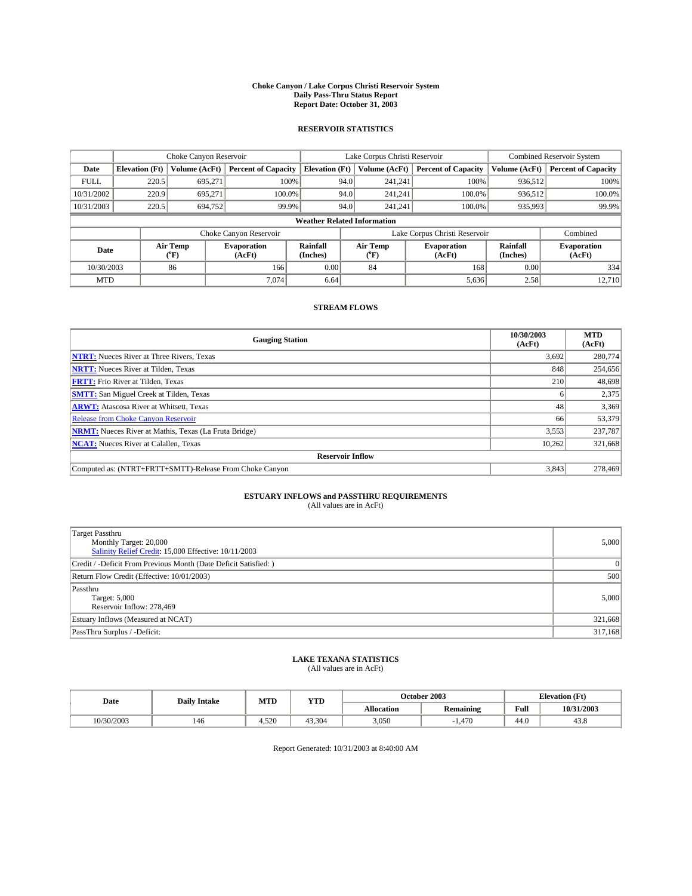# Choke Canyon / Lake Corpus Christi Reservoir System
## Daily Pass-Thru Status Report
## Report Date: October 31, 2003

### RESERVOIR STATISTICS

| | Choke Canyon Reservoir | | | Lake Corpus Christi Reservoir | | | Combined Reservoir System | |
|---|---|---|---|---|---|---|---|---|
| Date | Elevation (Ft) | Volume (AcFt) | Percent of Capacity | Elevation (Ft) | Volume (AcFt) | Percent of Capacity | Volume (AcFt) | Percent of Capacity |
| FULL | 220.5 | 695,271 | 100% | 94.0 | 241,241 | 100% | 936,512 | 100% |
| 10/31/2002 | 220.9 | 695,271 | 100.0% | 94.0 | 241,241 | 100.0% | 936,512 | 100.0% |
| 10/31/2003 | 220.5 | 694,752 | 99.9% | 94.0 | 241,241 | 100.0% | 935,993 | 99.9% |

**Weather Related Information**

| | Choke Canyon Reservoir | | | Lake Corpus Christi Reservoir | | | Combined |
|---|---|---|---|---|---|---|---|
| Date | Air Temp (°F) | Evaporation (AcFt) | Rainfall (Inches) | Air Temp (°F) | Evaporation (AcFt) | Rainfall (Inches) | Evaporation (AcFt) |
| 10/30/2003 | 86 | 166 | 0.00 | 84 | 168 | 0.00 | 334 |
| MTD | | 7,074 | 6.64 | | 5,636 | 2.58 | 12,710 |

### STREAM FLOWS

| Gauging Station | 10/30/2003 (AcFt) | MTD (AcFt) |
|---|---|---|
| NTRT: Nueces River at Three Rivers, Texas | 3,692 | 280,774 |
| NRTT: Nueces River at Tilden, Texas | 848 | 254,656 |
| FRTT: Frio River at Tilden, Texas | 210 | 48,698 |
| SMTT: San Miguel Creek at Tilden, Texas | 6 | 2,375 |
| ARWT: Atascosa River at Whitsett, Texas | 48 | 3,369 |
| Release from Choke Canyon Reservoir | 66 | 53,379 |
| NRMT: Nueces River at Mathis, Texas (La Fruta Bridge) | 3,553 | 237,787 |
| NCAT: Nueces River at Calallen, Texas | 10,262 | 321,668 |
| **Reservoir Inflow** | | |
| Computed as: (NTRT+FRTT+SMTT)-Release From Choke Canyon | 3,843 | 278,469 |

### ESTUARY INFLOWS and PASSTHRU REQUIREMENTS
(All values are in AcFt)

| | |
|---|---|
| Target Passthru<br>Monthly Target: 20,000<br>Salinity Relief Credit: 15,000 Effective: 10/11/2003 | 5,000 |
| Credit / -Deficit From Previous Month (Date Deficit Satisfied: ) | 0 |
| Return Flow Credit (Effective: 10/01/2003) | 500 |
| Passthru<br>Target: 5,000<br>Reservoir Inflow: 278,469 | 5,000 |
| Estuary Inflows (Measured at NCAT) | 321,668 |
| PassThru Surplus / -Deficit: | 317,168 |

### LAKE TEXANA STATISTICS
(All values are in AcFt)

| Date | Daily Intake | MTD | YTD | October 2003 | | Elevation (Ft) | |
|---|---|---|---|---|---|---|---|
| | | | | Allocation | Remaining | Full | 10/31/2003 |
| 10/30/2003 | 146 | 4,520 | 43,304 | 3,050 | -1,470 | 44.0 | 43.8 |

Report Generated: 10/31/2003 at 8:40:00 AM